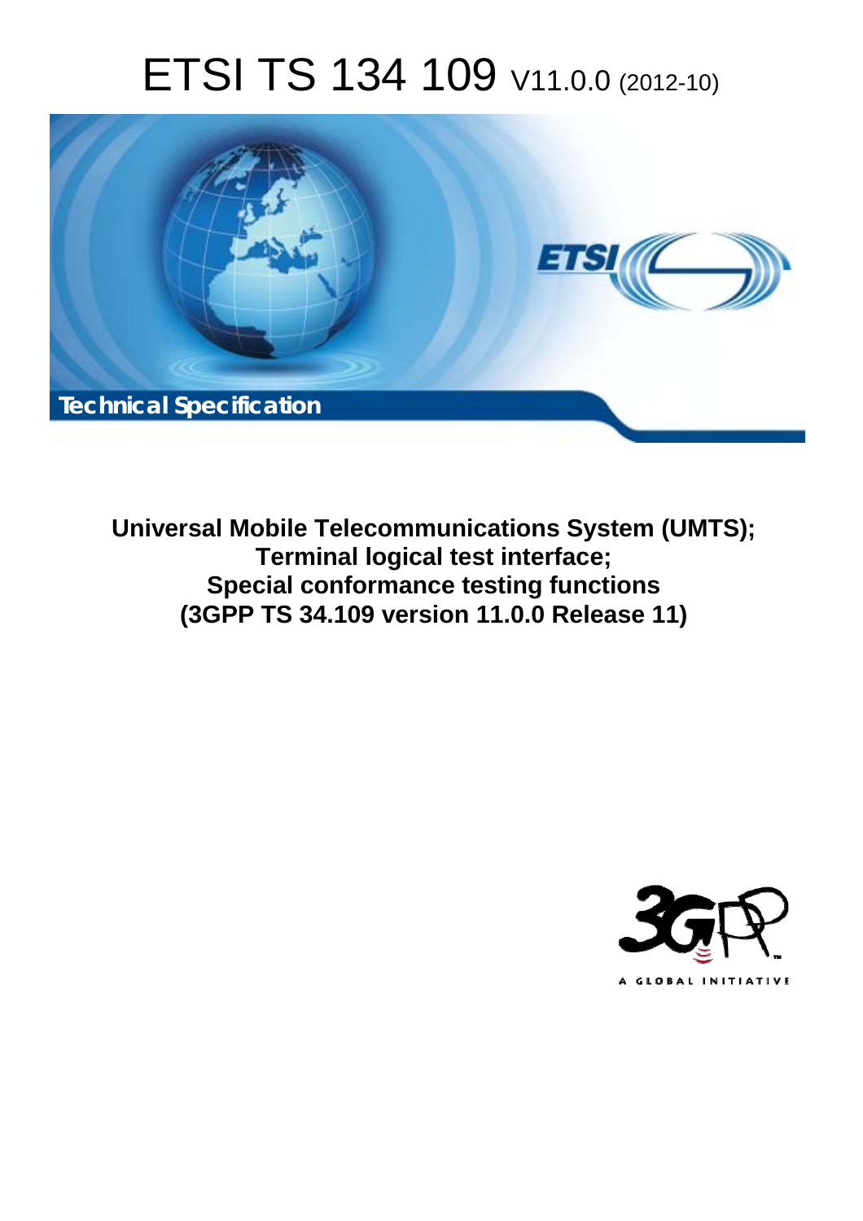# ETSI TS 134 109 V11.0.0 (2012-10)

**Technical Specification**

**Universal Mobile Telecommunications System (UMTS);**
**Terminal logical test interface;**
**Special conformance testing functions**
**(3GPP TS 34.109 version 11.0.0 Release 11)**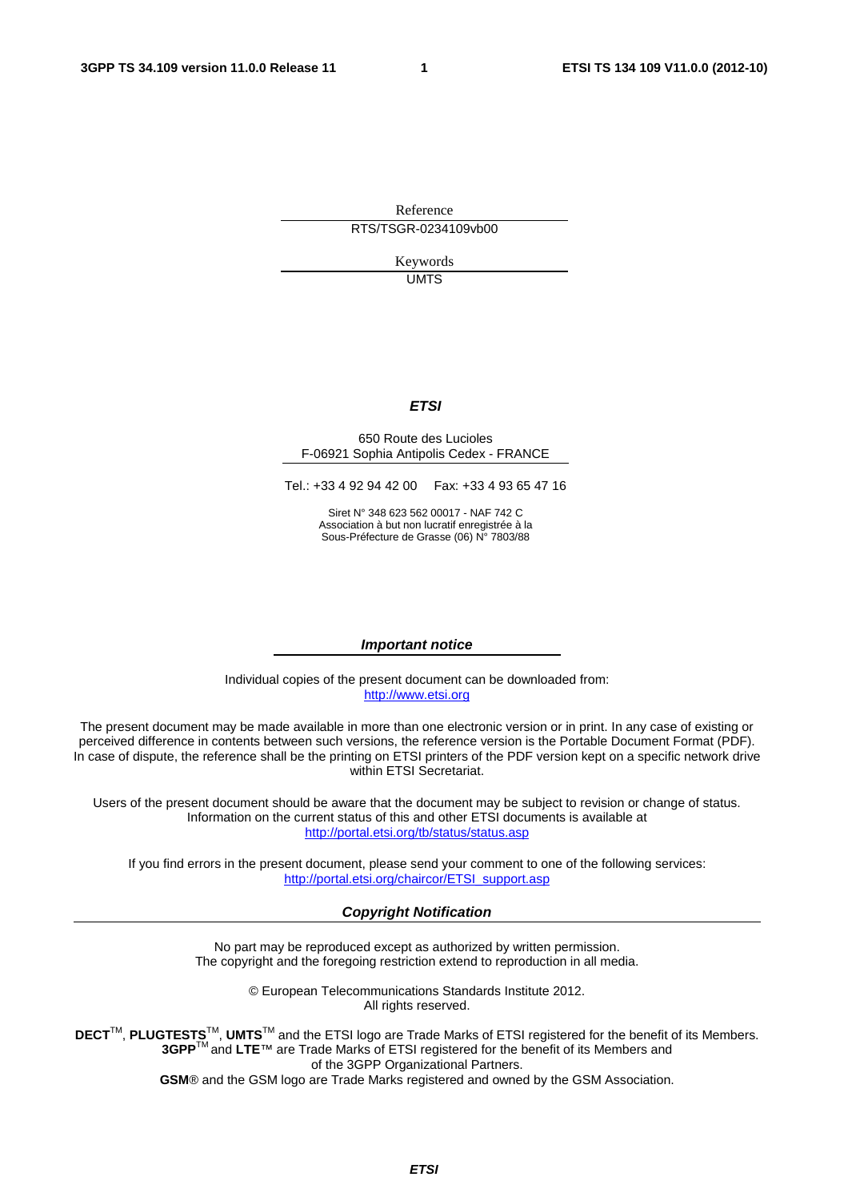Reference

RTS/TSGR-0234109vb00

Keywords

UMTS

***ETSI***

650 Route des Lucioles
F-06921 Sophia Antipolis Cedex - FRANCE

Tel.: +33 4 92 94 42 00   Fax: +33 4 93 65 47 16

Siret N° 348 623 562 00017 - NAF 742 C
Association à but non lucratif enregistrée à la
Sous-Préfecture de Grasse (06) N° 7803/88

***Important notice***

Individual copies of the present document can be downloaded from:
http://www.etsi.org

The present document may be made available in more than one electronic version or in print. In any case of existing or perceived difference in contents between such versions, the reference version is the Portable Document Format (PDF). In case of dispute, the reference shall be the printing on ETSI printers of the PDF version kept on a specific network drive within ETSI Secretariat.

Users of the present document should be aware that the document may be subject to revision or change of status. Information on the current status of this and other ETSI documents is available at
http://portal.etsi.org/tb/status/status.asp

If you find errors in the present document, please send your comment to one of the following services:
http://portal.etsi.org/chaircor/ETSI_support.asp

***Copyright Notification***

No part may be reproduced except as authorized by written permission.
The copyright and the foregoing restriction extend to reproduction in all media.

© European Telecommunications Standards Institute 2012.
All rights reserved.

**DECT**™, **PLUGTESTS**™, **UMTS**™ and the ETSI logo are Trade Marks of ETSI registered for the benefit of its Members.
**3GPP**™ and **LTE**™ are Trade Marks of ETSI registered for the benefit of its Members and
of the 3GPP Organizational Partners.
**GSM**® and the GSM logo are Trade Marks registered and owned by the GSM Association.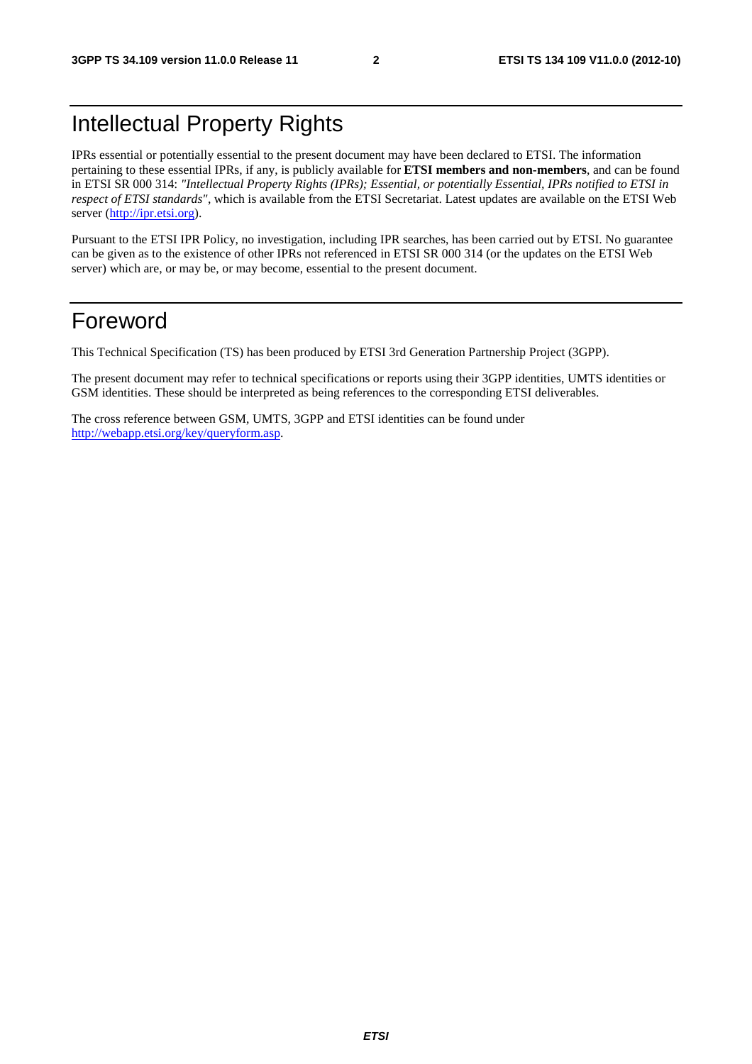# Intellectual Property Rights

IPRs essential or potentially essential to the present document may have been declared to ETSI. The information pertaining to these essential IPRs, if any, is publicly available for **ETSI members and non-members**, and can be found in ETSI SR 000 314: *"Intellectual Property Rights (IPRs); Essential, or potentially Essential, IPRs notified to ETSI in respect of ETSI standards"*, which is available from the ETSI Secretariat. Latest updates are available on the ETSI Web server (http://ipr.etsi.org).

Pursuant to the ETSI IPR Policy, no investigation, including IPR searches, has been carried out by ETSI. No guarantee can be given as to the existence of other IPRs not referenced in ETSI SR 000 314 (or the updates on the ETSI Web server) which are, or may be, or may become, essential to the present document.

# Foreword

This Technical Specification (TS) has been produced by ETSI 3rd Generation Partnership Project (3GPP).

The present document may refer to technical specifications or reports using their 3GPP identities, UMTS identities or GSM identities. These should be interpreted as being references to the corresponding ETSI deliverables.

The cross reference between GSM, UMTS, 3GPP and ETSI identities can be found under http://webapp.etsi.org/key/queryform.asp.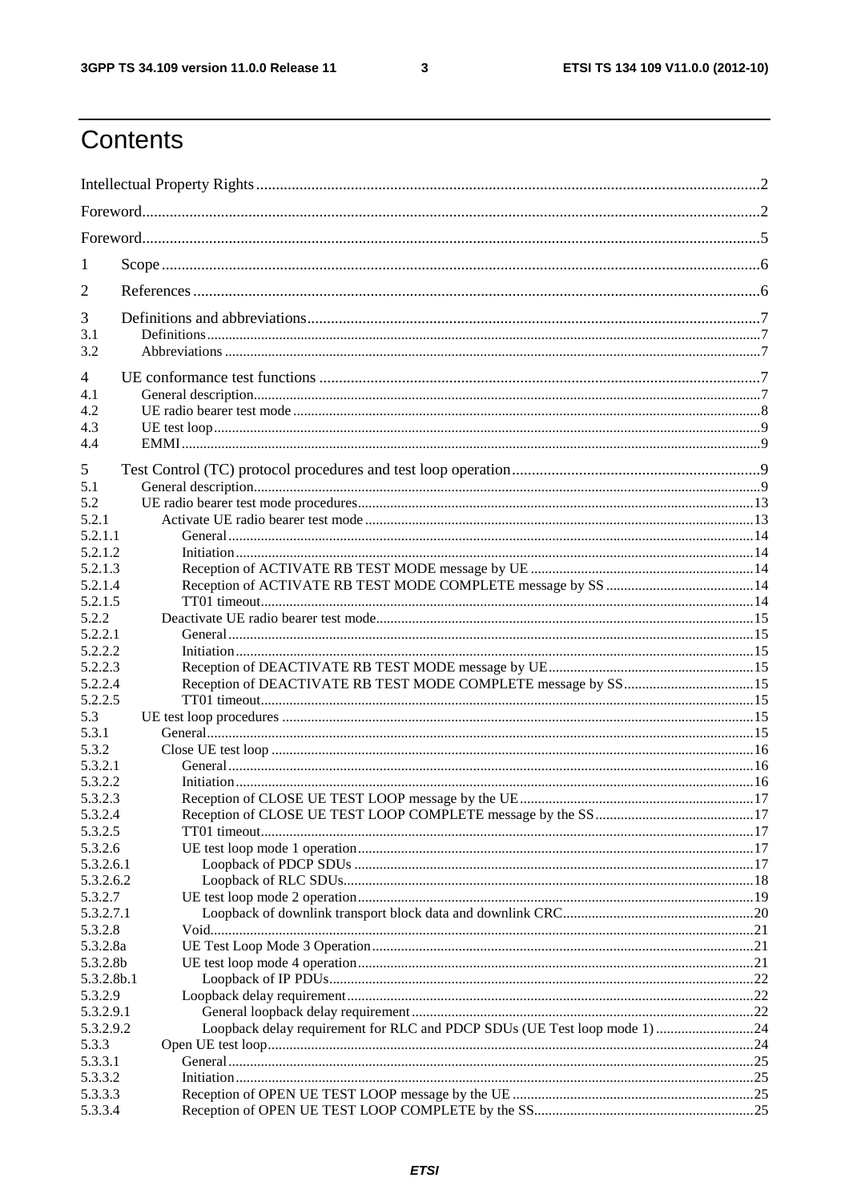# Contents

Intellectual Property Rights ..... 2

Foreword ..... 2

Foreword ..... 5

1 Scope ..... 6

2 References ..... 6

3 Definitions and abbreviations ..... 7
3.1 Definitions ..... 7
3.2 Abbreviations ..... 7

4 UE conformance test functions ..... 7
4.1 General description ..... 7
4.2 UE radio bearer test mode ..... 8
4.3 UE test loop ..... 9
4.4 EMMI ..... 9

5 Test Control (TC) protocol procedures and test loop operation ..... 9
5.1 General description ..... 9
5.2 UE radio bearer test mode procedures ..... 13
5.2.1 Activate UE radio bearer test mode ..... 13
5.2.1.1 General ..... 14
5.2.1.2 Initiation ..... 14
5.2.1.3 Reception of ACTIVATE RB TEST MODE message by UE ..... 14
5.2.1.4 Reception of ACTIVATE RB TEST MODE COMPLETE message by SS ..... 14
5.2.1.5 TT01 timeout ..... 14
5.2.2 Deactivate UE radio bearer test mode ..... 15
5.2.2.1 General ..... 15
5.2.2.2 Initiation ..... 15
5.2.2.3 Reception of DEACTIVATE RB TEST MODE message by UE ..... 15
5.2.2.4 Reception of DEACTIVATE RB TEST MODE COMPLETE message by SS ..... 15
5.2.2.5 TT01 timeout ..... 15
5.3 UE test loop procedures ..... 15
5.3.1 General ..... 15
5.3.2 Close UE test loop ..... 16
5.3.2.1 General ..... 16
5.3.2.2 Initiation ..... 16
5.3.2.3 Reception of CLOSE UE TEST LOOP message by the UE ..... 17
5.3.2.4 Reception of CLOSE UE TEST LOOP COMPLETE message by the SS ..... 17
5.3.2.5 TT01 timeout ..... 17
5.3.2.6 UE test loop mode 1 operation ..... 17
5.3.2.6.1 Loopback of PDCP SDUs ..... 17
5.3.2.6.2 Loopback of RLC SDUs ..... 18
5.3.2.7 UE test loop mode 2 operation ..... 19
5.3.2.7.1 Loopback of downlink transport block data and downlink CRC ..... 20
5.3.2.8 Void ..... 21
5.3.2.8a UE Test Loop Mode 3 Operation ..... 21
5.3.2.8b UE test loop mode 4 operation ..... 21
5.3.2.8b.1 Loopback of IP PDUs ..... 22
5.3.2.9 Loopback delay requirement ..... 22
5.3.2.9.1 General loopback delay requirement ..... 22
5.3.2.9.2 Loopback delay requirement for RLC and PDCP SDUs (UE Test loop mode 1) ..... 24
5.3.3 Open UE test loop ..... 24
5.3.3.1 General ..... 25
5.3.3.2 Initiation ..... 25
5.3.3.3 Reception of OPEN UE TEST LOOP message by the UE ..... 25
5.3.3.4 Reception of OPEN UE TEST LOOP COMPLETE by the SS ..... 25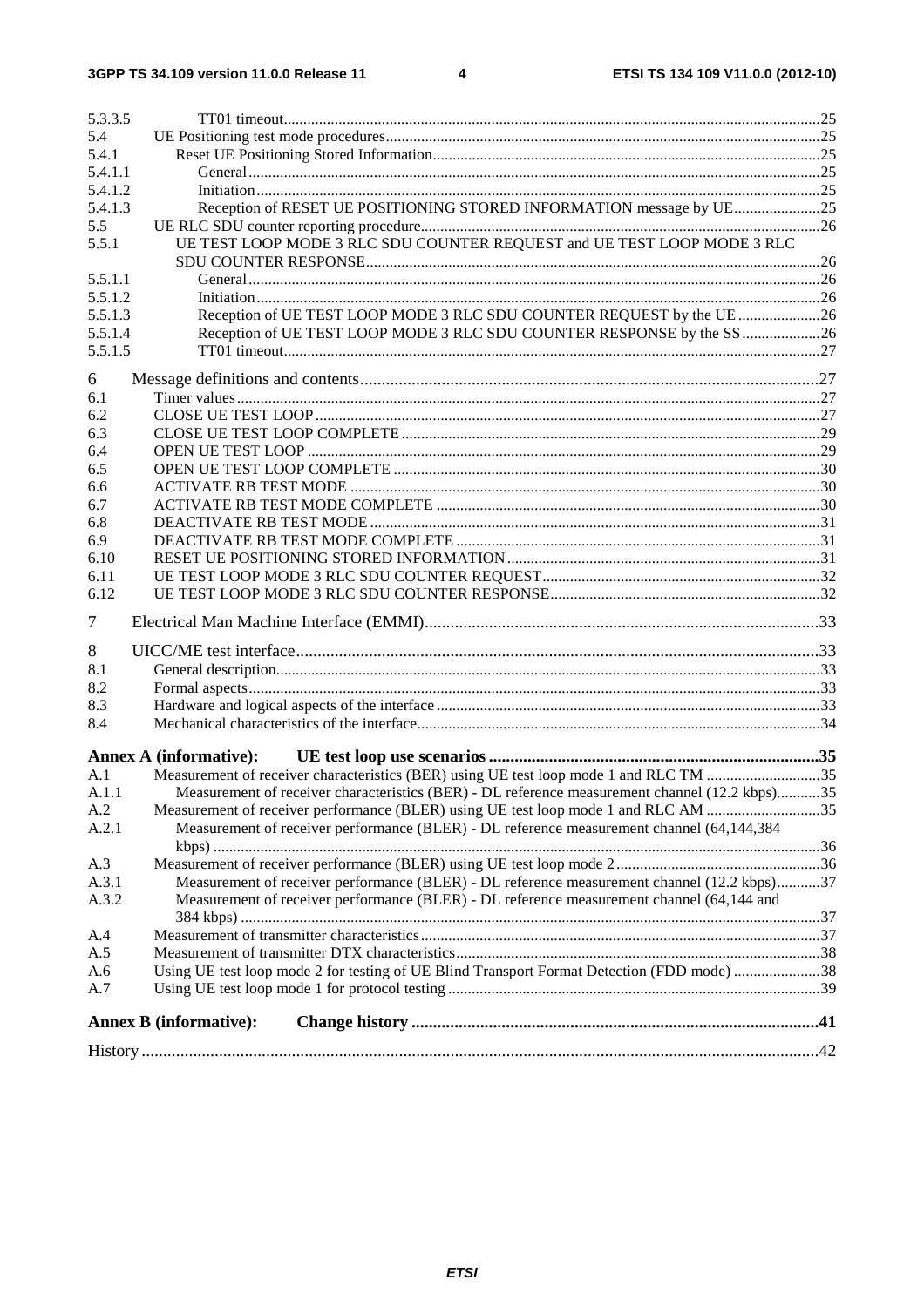5.3.3.5 TT01 timeout ........ 25
5.4 UE Positioning test mode procedures ........ 25
5.4.1 Reset UE Positioning Stored Information ........ 25
5.4.1.1 General ........ 25
5.4.1.2 Initiation ........ 25
5.4.1.3 Reception of RESET UE POSITIONING STORED INFORMATION message by UE ........ 25
5.5 UE RLC SDU counter reporting procedure ........ 26
5.5.1 UE TEST LOOP MODE 3 RLC SDU COUNTER REQUEST and UE TEST LOOP MODE 3 RLC SDU COUNTER RESPONSE ........ 26
5.5.1.1 General ........ 26
5.5.1.2 Initiation ........ 26
5.5.1.3 Reception of UE TEST LOOP MODE 3 RLC SDU COUNTER REQUEST by the UE ........ 26
5.5.1.4 Reception of UE TEST LOOP MODE 3 RLC SDU COUNTER RESPONSE by the SS ........ 26
5.5.1.5 TT01 timeout ........ 27

6 Message definitions and contents ........ 27
6.1 Timer values ........ 27
6.2 CLOSE UE TEST LOOP ........ 27
6.3 CLOSE UE TEST LOOP COMPLETE ........ 29
6.4 OPEN UE TEST LOOP ........ 29
6.5 OPEN UE TEST LOOP COMPLETE ........ 30
6.6 ACTIVATE RB TEST MODE ........ 30
6.7 ACTIVATE RB TEST MODE COMPLETE ........ 30
6.8 DEACTIVATE RB TEST MODE ........ 31
6.9 DEACTIVATE RB TEST MODE COMPLETE ........ 31
6.10 RESET UE POSITIONING STORED INFORMATION ........ 31
6.11 UE TEST LOOP MODE 3 RLC SDU COUNTER REQUEST ........ 32
6.12 UE TEST LOOP MODE 3 RLC SDU COUNTER RESPONSE ........ 32

7 Electrical Man Machine Interface (EMMI) ........ 33

8 UICC/ME test interface ........ 33
8.1 General description ........ 33
8.2 Formal aspects ........ 33
8.3 Hardware and logical aspects of the interface ........ 33
8.4 Mechanical characteristics of the interface ........ 34

**Annex A (informative): UE test loop use scenarios ........ 35**
A.1 Measurement of receiver characteristics (BER) using UE test loop mode 1 and RLC TM ........ 35
A.1.1 Measurement of receiver characteristics (BER) - DL reference measurement channel (12.2 kbps) ........ 35
A.2 Measurement of receiver performance (BLER) using UE test loop mode 1 and RLC AM ........ 35
A.2.1 Measurement of receiver performance (BLER) - DL reference measurement channel (64,144,384 kbps) ........ 36
A.3 Measurement of receiver performance (BLER) using UE test loop mode 2 ........ 36
A.3.1 Measurement of receiver performance (BLER) - DL reference measurement channel (12.2 kbps) ........ 37
A.3.2 Measurement of receiver performance (BLER) - DL reference measurement channel (64,144 and 384 kbps) ........ 37
A.4 Measurement of transmitter characteristics ........ 37
A.5 Measurement of transmitter DTX characteristics ........ 38
A.6 Using UE test loop mode 2 for testing of UE Blind Transport Format Detection (FDD mode) ........ 38
A.7 Using UE test loop mode 1 for protocol testing ........ 39

**Annex B (informative): Change history ........ 41**

History ........ 42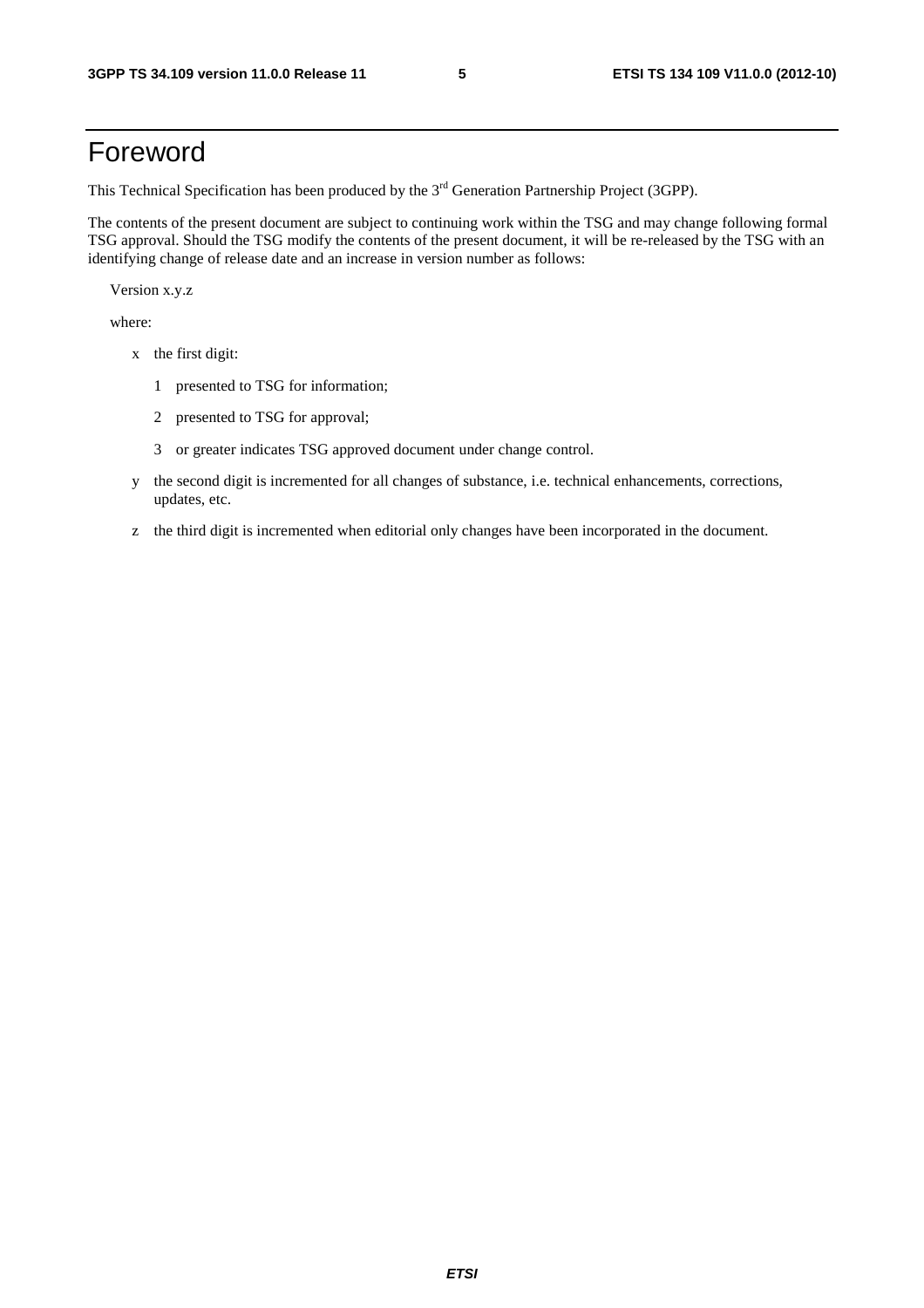# Foreword

This Technical Specification has been produced by the 3rd Generation Partnership Project (3GPP).

The contents of the present document are subject to continuing work within the TSG and may change following formal TSG approval. Should the TSG modify the contents of the present document, it will be re-released by the TSG with an identifying change of release date and an increase in version number as follows:

Version x.y.z

where:

- x the first digit:
  - 1 presented to TSG for information;
  - 2 presented to TSG for approval;
  - 3 or greater indicates TSG approved document under change control.
- y the second digit is incremented for all changes of substance, i.e. technical enhancements, corrections, updates, etc.
- z the third digit is incremented when editorial only changes have been incorporated in the document.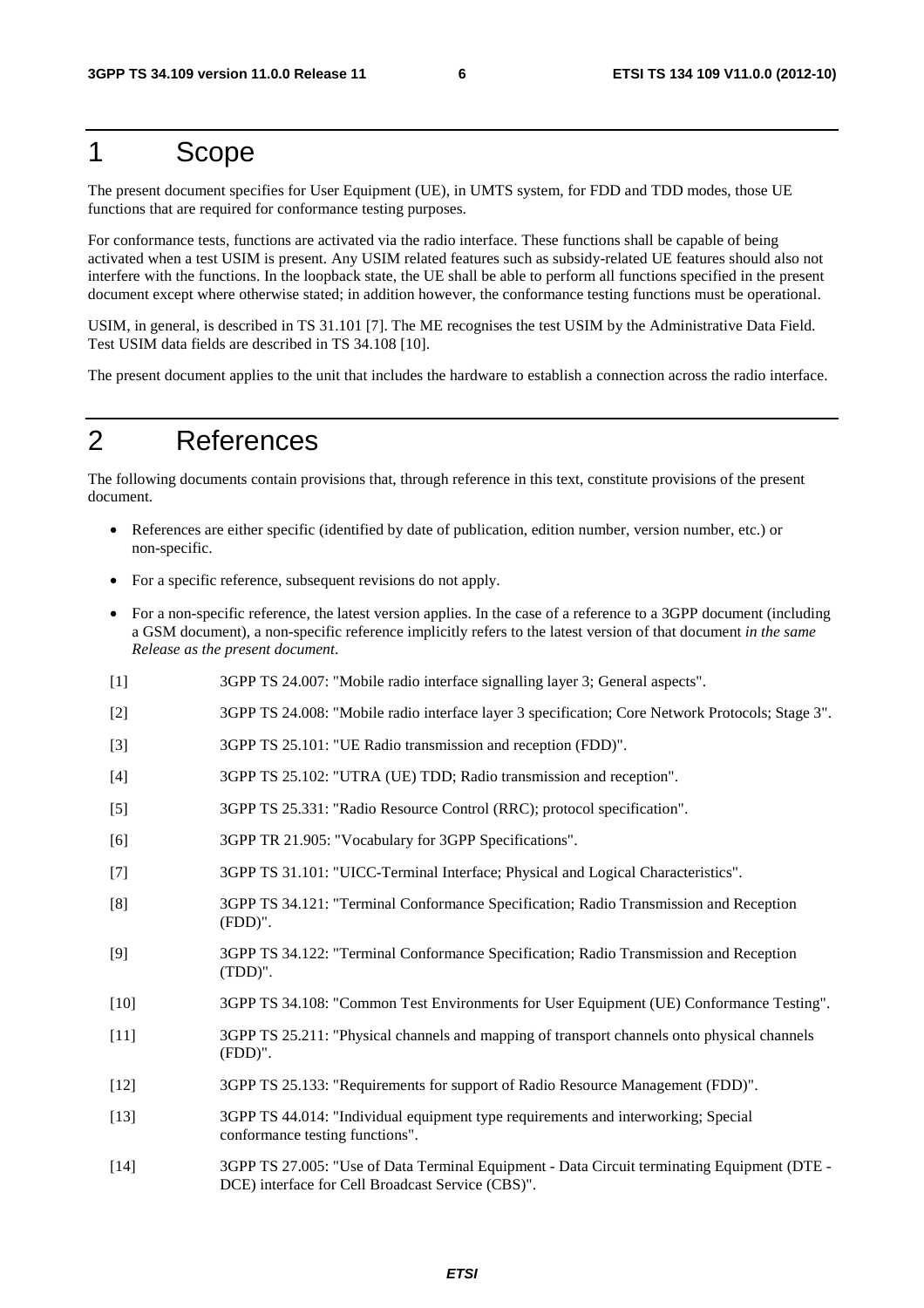# 1 Scope

The present document specifies for User Equipment (UE), in UMTS system, for FDD and TDD modes, those UE functions that are required for conformance testing purposes.

For conformance tests, functions are activated via the radio interface. These functions shall be capable of being activated when a test USIM is present. Any USIM related features such as subsidy-related UE features should also not interfere with the functions. In the loopback state, the UE shall be able to perform all functions specified in the present document except where otherwise stated; in addition however, the conformance testing functions must be operational.

USIM, in general, is described in TS 31.101 [7]. The ME recognises the test USIM by the Administrative Data Field. Test USIM data fields are described in TS 34.108 [10].

The present document applies to the unit that includes the hardware to establish a connection across the radio interface.

# 2 References

The following documents contain provisions that, through reference in this text, constitute provisions of the present document.

- References are either specific (identified by date of publication, edition number, version number, etc.) or non-specific.
- For a specific reference, subsequent revisions do not apply.
- For a non-specific reference, the latest version applies. In the case of a reference to a 3GPP document (including a GSM document), a non-specific reference implicitly refers to the latest version of that document *in the same Release as the present document*.

[1] 3GPP TS 24.007: "Mobile radio interface signalling layer 3; General aspects".

[2] 3GPP TS 24.008: "Mobile radio interface layer 3 specification; Core Network Protocols; Stage 3".

[3] 3GPP TS 25.101: "UE Radio transmission and reception (FDD)".

[4] 3GPP TS 25.102: "UTRA (UE) TDD; Radio transmission and reception".

[5] 3GPP TS 25.331: "Radio Resource Control (RRC); protocol specification".

[6] 3GPP TR 21.905: "Vocabulary for 3GPP Specifications".

[7] 3GPP TS 31.101: "UICC-Terminal Interface; Physical and Logical Characteristics".

[8] 3GPP TS 34.121: "Terminal Conformance Specification; Radio Transmission and Reception (FDD)".

[9] 3GPP TS 34.122: "Terminal Conformance Specification; Radio Transmission and Reception (TDD)".

[10] 3GPP TS 34.108: "Common Test Environments for User Equipment (UE) Conformance Testing".

[11] 3GPP TS 25.211: "Physical channels and mapping of transport channels onto physical channels (FDD)".

[12] 3GPP TS 25.133: "Requirements for support of Radio Resource Management (FDD)".

[13] 3GPP TS 44.014: "Individual equipment type requirements and interworking; Special conformance testing functions".

[14] 3GPP TS 27.005: "Use of Data Terminal Equipment - Data Circuit terminating Equipment (DTE - DCE) interface for Cell Broadcast Service (CBS)".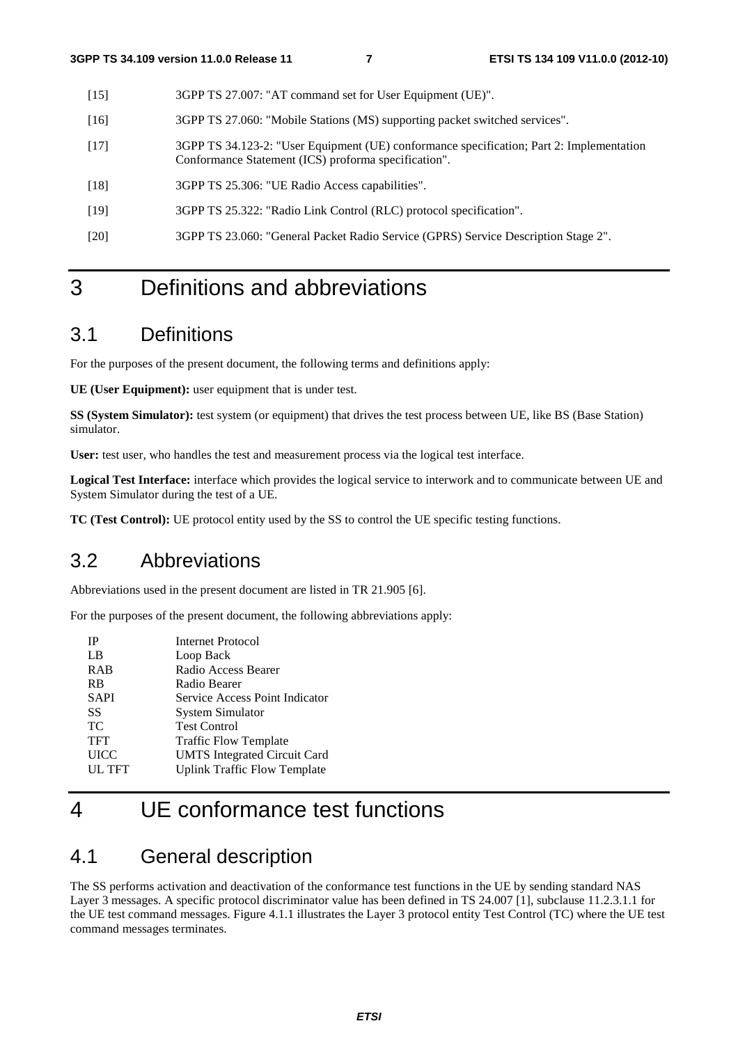[15] 3GPP TS 27.007: "AT command set for User Equipment (UE)".

[16] 3GPP TS 27.060: "Mobile Stations (MS) supporting packet switched services".

[17] 3GPP TS 34.123-2: "User Equipment (UE) conformance specification; Part 2: Implementation Conformance Statement (ICS) proforma specification".

[18] 3GPP TS 25.306: "UE Radio Access capabilities".

[19] 3GPP TS 25.322: "Radio Link Control (RLC) protocol specification".

[20] 3GPP TS 23.060: "General Packet Radio Service (GPRS) Service Description Stage 2".

# 3 Definitions and abbreviations

## 3.1 Definitions

For the purposes of the present document, the following terms and definitions apply:

**UE (User Equipment):** user equipment that is under test.

**SS (System Simulator):** test system (or equipment) that drives the test process between UE, like BS (Base Station) simulator.

**User:** test user, who handles the test and measurement process via the logical test interface.

**Logical Test Interface:** interface which provides the logical service to interwork and to communicate between UE and System Simulator during the test of a UE.

**TC (Test Control):** UE protocol entity used by the SS to control the UE specific testing functions.

## 3.2 Abbreviations

Abbreviations used in the present document are listed in TR 21.905 [6].

For the purposes of the present document, the following abbreviations apply:

IP Internet Protocol
LB Loop Back
RAB Radio Access Bearer
RB Radio Bearer
SAPI Service Access Point Indicator
SS System Simulator
TC Test Control
TFT Traffic Flow Template
UICC UMTS Integrated Circuit Card
UL TFT Uplink Traffic Flow Template

# 4 UE conformance test functions

## 4.1 General description

The SS performs activation and deactivation of the conformance test functions in the UE by sending standard NAS Layer 3 messages. A specific protocol discriminator value has been defined in TS 24.007 [1], subclause 11.2.3.1.1 for the UE test command messages. Figure 4.1.1 illustrates the Layer 3 protocol entity Test Control (TC) where the UE test command messages terminates.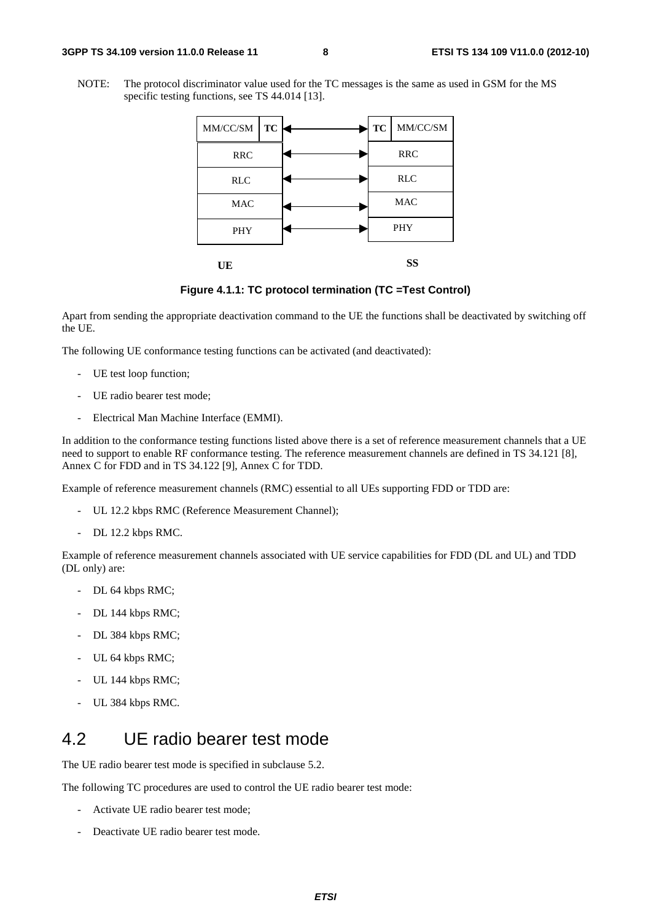NOTE: The protocol discriminator value used for the TC messages is the same as used in GSM for the MS specific testing functions, see TS 44.014 [13].

**Figure 4.1.1: TC protocol termination (TC =Test Control)**

Apart from sending the appropriate deactivation command to the UE the functions shall be deactivated by switching off the UE.

The following UE conformance testing functions can be activated (and deactivated):

- UE test loop function;
- UE radio bearer test mode;
- Electrical Man Machine Interface (EMMI).

In addition to the conformance testing functions listed above there is a set of reference measurement channels that a UE need to support to enable RF conformance testing. The reference measurement channels are defined in TS 34.121 [8], Annex C for FDD and in TS 34.122 [9], Annex C for TDD.

Example of reference measurement channels (RMC) essential to all UEs supporting FDD or TDD are:

- UL 12.2 kbps RMC (Reference Measurement Channel);
- DL 12.2 kbps RMC.

Example of reference measurement channels associated with UE service capabilities for FDD (DL and UL) and TDD (DL only) are:

- DL 64 kbps RMC;
- DL 144 kbps RMC;
- DL 384 kbps RMC;
- UL 64 kbps RMC;
- UL 144 kbps RMC;
- UL 384 kbps RMC.

## 4.2 UE radio bearer test mode

The UE radio bearer test mode is specified in subclause 5.2.

The following TC procedures are used to control the UE radio bearer test mode:

- Activate UE radio bearer test mode;
- Deactivate UE radio bearer test mode.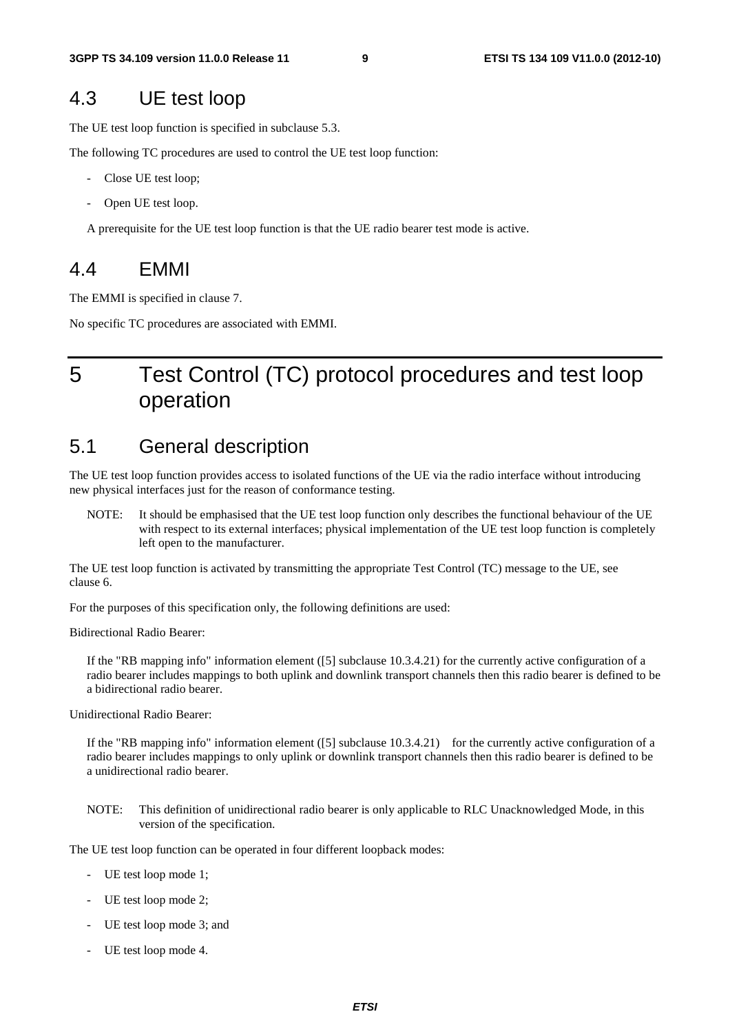## 4.3 UE test loop

The UE test loop function is specified in subclause 5.3.

The following TC procedures are used to control the UE test loop function:

- Close UE test loop;
- Open UE test loop.

A prerequisite for the UE test loop function is that the UE radio bearer test mode is active.

## 4.4 EMMI

The EMMI is specified in clause 7.

No specific TC procedures are associated with EMMI.

# 5 Test Control (TC) protocol procedures and test loop operation

## 5.1 General description

The UE test loop function provides access to isolated functions of the UE via the radio interface without introducing new physical interfaces just for the reason of conformance testing.

NOTE: It should be emphasised that the UE test loop function only describes the functional behaviour of the UE with respect to its external interfaces; physical implementation of the UE test loop function is completely left open to the manufacturer.

The UE test loop function is activated by transmitting the appropriate Test Control (TC) message to the UE, see clause 6.

For the purposes of this specification only, the following definitions are used:

Bidirectional Radio Bearer:

If the "RB mapping info" information element ([5] subclause 10.3.4.21) for the currently active configuration of a radio bearer includes mappings to both uplink and downlink transport channels then this radio bearer is defined to be a bidirectional radio bearer.

Unidirectional Radio Bearer:

If the "RB mapping info" information element ([5] subclause 10.3.4.21) for the currently active configuration of a radio bearer includes mappings to only uplink or downlink transport channels then this radio bearer is defined to be a unidirectional radio bearer.

NOTE: This definition of unidirectional radio bearer is only applicable to RLC Unacknowledged Mode, in this version of the specification.

The UE test loop function can be operated in four different loopback modes:

- UE test loop mode 1;
- UE test loop mode 2;
- UE test loop mode 3; and
- UE test loop mode 4.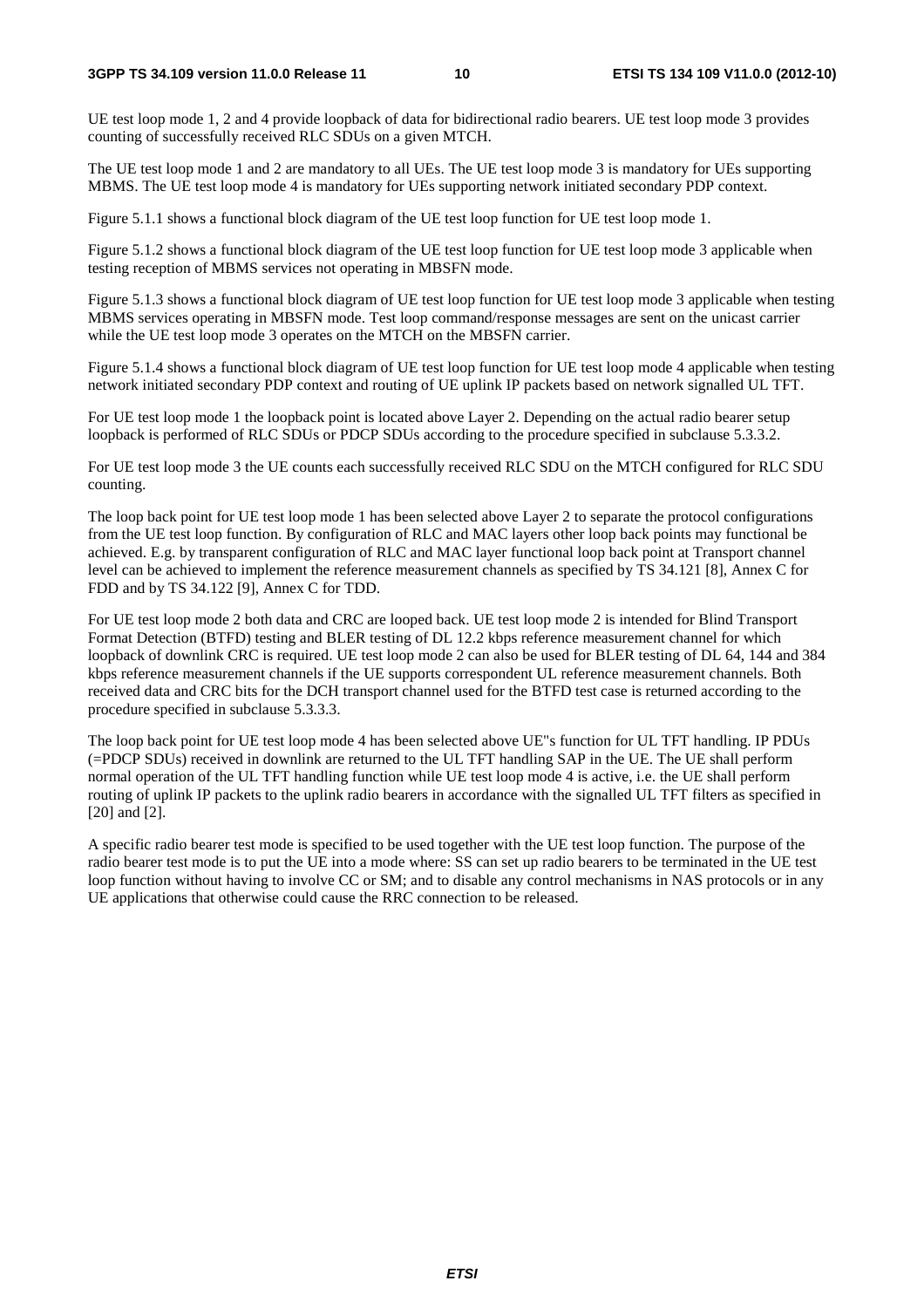UE test loop mode 1, 2 and 4 provide loopback of data for bidirectional radio bearers. UE test loop mode 3 provides counting of successfully received RLC SDUs on a given MTCH.

The UE test loop mode 1 and 2 are mandatory to all UEs. The UE test loop mode 3 is mandatory for UEs supporting MBMS. The UE test loop mode 4 is mandatory for UEs supporting network initiated secondary PDP context.

Figure 5.1.1 shows a functional block diagram of the UE test loop function for UE test loop mode 1.

Figure 5.1.2 shows a functional block diagram of the UE test loop function for UE test loop mode 3 applicable when testing reception of MBMS services not operating in MBSFN mode.

Figure 5.1.3 shows a functional block diagram of UE test loop function for UE test loop mode 3 applicable when testing MBMS services operating in MBSFN mode. Test loop command/response messages are sent on the unicast carrier while the UE test loop mode 3 operates on the MTCH on the MBSFN carrier.

Figure 5.1.4 shows a functional block diagram of UE test loop function for UE test loop mode 4 applicable when testing network initiated secondary PDP context and routing of UE uplink IP packets based on network signalled UL TFT.

For UE test loop mode 1 the loopback point is located above Layer 2. Depending on the actual radio bearer setup loopback is performed of RLC SDUs or PDCP SDUs according to the procedure specified in subclause 5.3.3.2.

For UE test loop mode 3 the UE counts each successfully received RLC SDU on the MTCH configured for RLC SDU counting.

The loop back point for UE test loop mode 1 has been selected above Layer 2 to separate the protocol configurations from the UE test loop function. By configuration of RLC and MAC layers other loop back points may functional be achieved. E.g. by transparent configuration of RLC and MAC layer functional loop back point at Transport channel level can be achieved to implement the reference measurement channels as specified by TS 34.121 [8], Annex C for FDD and by TS 34.122 [9], Annex C for TDD.

For UE test loop mode 2 both data and CRC are looped back. UE test loop mode 2 is intended for Blind Transport Format Detection (BTFD) testing and BLER testing of DL 12.2 kbps reference measurement channel for which loopback of downlink CRC is required. UE test loop mode 2 can also be used for BLER testing of DL 64, 144 and 384 kbps reference measurement channels if the UE supports correspondent UL reference measurement channels. Both received data and CRC bits for the DCH transport channel used for the BTFD test case is returned according to the procedure specified in subclause 5.3.3.3.

The loop back point for UE test loop mode 4 has been selected above UE"s function for UL TFT handling. IP PDUs (=PDCP SDUs) received in downlink are returned to the UL TFT handling SAP in the UE. The UE shall perform normal operation of the UL TFT handling function while UE test loop mode 4 is active, i.e. the UE shall perform routing of uplink IP packets to the uplink radio bearers in accordance with the signalled UL TFT filters as specified in [20] and [2].

A specific radio bearer test mode is specified to be used together with the UE test loop function. The purpose of the radio bearer test mode is to put the UE into a mode where: SS can set up radio bearers to be terminated in the UE test loop function without having to involve CC or SM; and to disable any control mechanisms in NAS protocols or in any UE applications that otherwise could cause the RRC connection to be released.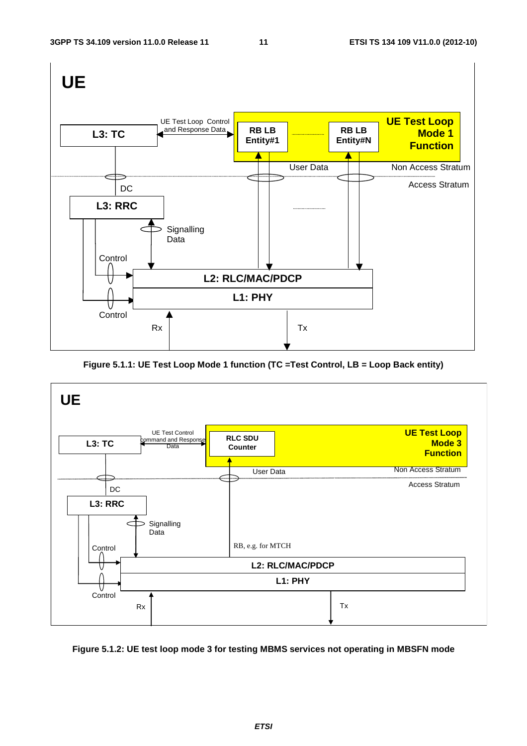Figure 5.1.1: UE Test Loop Mode 1 function (TC =Test Control, LB = Loop Back entity)

Figure 5.1.2: UE test loop mode 3 for testing MBMS services not operating in MBSFN mode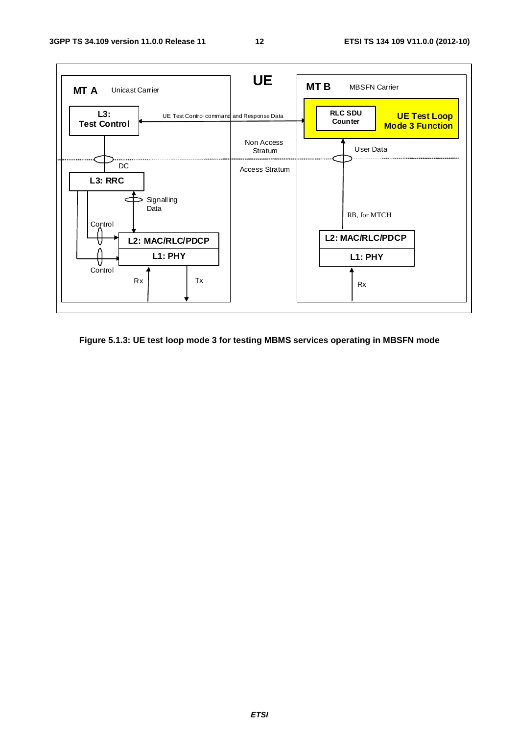**Figure 5.1.3: UE test loop mode 3 for testing MBMS services operating in MBSFN mode**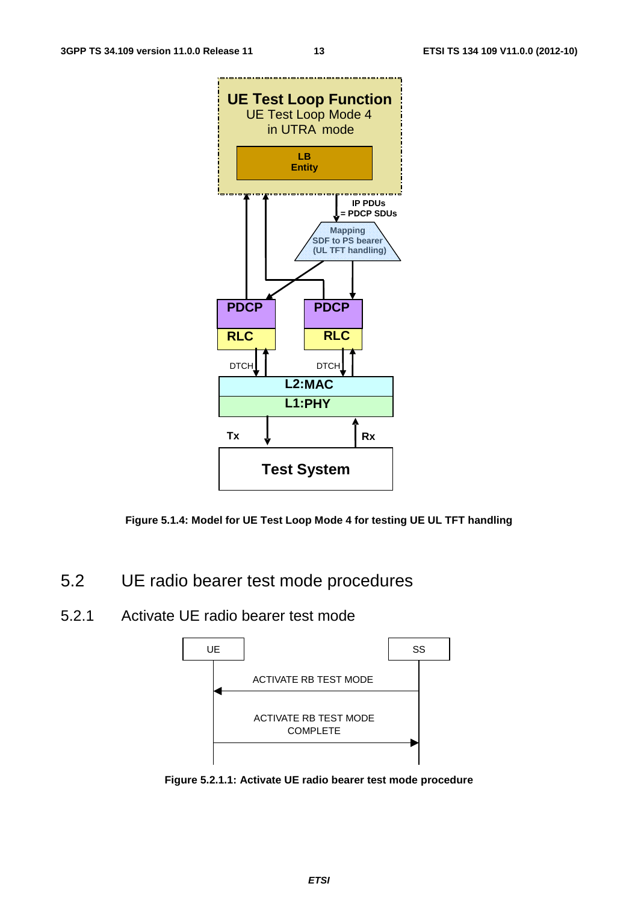Figure 5.1.4: Model for UE Test Loop Mode 4 for testing UE UL TFT handling

## 5.2 UE radio bearer test mode procedures

### 5.2.1 Activate UE radio bearer test mode

Figure 5.2.1.1: Activate UE radio bearer test mode procedure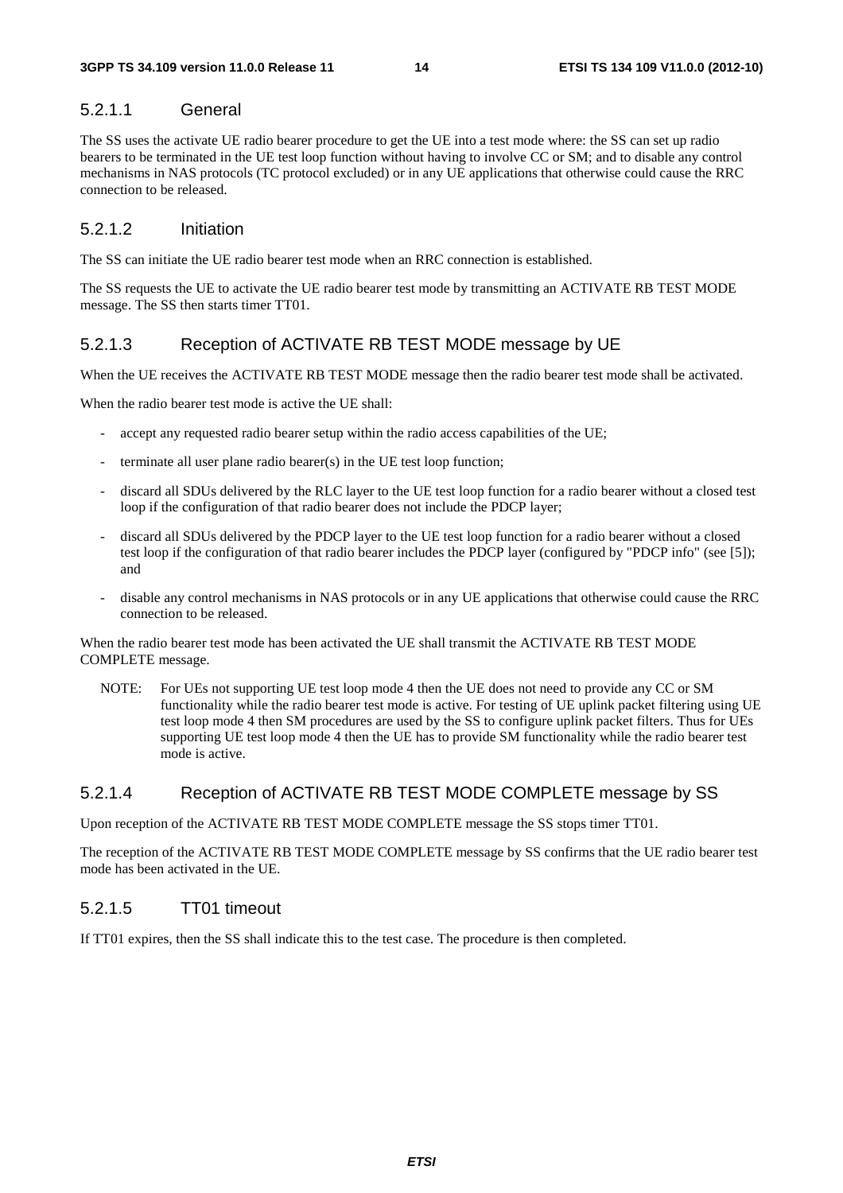#### 5.2.1.1 General

The SS uses the activate UE radio bearer procedure to get the UE into a test mode where: the SS can set up radio bearers to be terminated in the UE test loop function without having to involve CC or SM; and to disable any control mechanisms in NAS protocols (TC protocol excluded) or in any UE applications that otherwise could cause the RRC connection to be released.

#### 5.2.1.2 Initiation

The SS can initiate the UE radio bearer test mode when an RRC connection is established.

The SS requests the UE to activate the UE radio bearer test mode by transmitting an ACTIVATE RB TEST MODE message. The SS then starts timer TT01.

#### 5.2.1.3 Reception of ACTIVATE RB TEST MODE message by UE

When the UE receives the ACTIVATE RB TEST MODE message then the radio bearer test mode shall be activated.

When the radio bearer test mode is active the UE shall:

- accept any requested radio bearer setup within the radio access capabilities of the UE;
- terminate all user plane radio bearer(s) in the UE test loop function;
- discard all SDUs delivered by the RLC layer to the UE test loop function for a radio bearer without a closed test loop if the configuration of that radio bearer does not include the PDCP layer;
- discard all SDUs delivered by the PDCP layer to the UE test loop function for a radio bearer without a closed test loop if the configuration of that radio bearer includes the PDCP layer (configured by "PDCP info" (see [5]); and
- disable any control mechanisms in NAS protocols or in any UE applications that otherwise could cause the RRC connection to be released.

When the radio bearer test mode has been activated the UE shall transmit the ACTIVATE RB TEST MODE COMPLETE message.

NOTE: For UEs not supporting UE test loop mode 4 then the UE does not need to provide any CC or SM functionality while the radio bearer test mode is active. For testing of UE uplink packet filtering using UE test loop mode 4 then SM procedures are used by the SS to configure uplink packet filters. Thus for UEs supporting UE test loop mode 4 then the UE has to provide SM functionality while the radio bearer test mode is active.

#### 5.2.1.4 Reception of ACTIVATE RB TEST MODE COMPLETE message by SS

Upon reception of the ACTIVATE RB TEST MODE COMPLETE message the SS stops timer TT01.

The reception of the ACTIVATE RB TEST MODE COMPLETE message by SS confirms that the UE radio bearer test mode has been activated in the UE.

#### 5.2.1.5 TT01 timeout

If TT01 expires, then the SS shall indicate this to the test case. The procedure is then completed.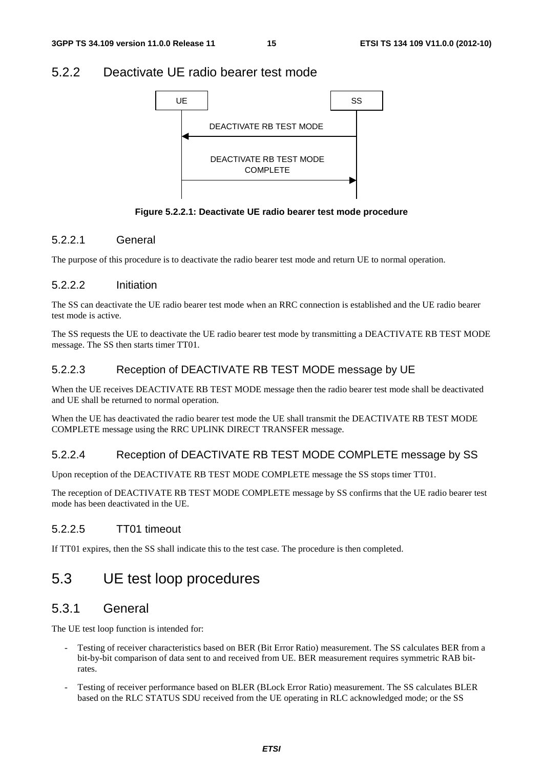## 5.2.2 Deactivate UE radio bearer test mode

**Figure 5.2.2.1: Deactivate UE radio bearer test mode procedure**

### 5.2.2.1 General

The purpose of this procedure is to deactivate the radio bearer test mode and return UE to normal operation.

### 5.2.2.2 Initiation

The SS can deactivate the UE radio bearer test mode when an RRC connection is established and the UE radio bearer test mode is active.

The SS requests the UE to deactivate the UE radio bearer test mode by transmitting a DEACTIVATE RB TEST MODE message. The SS then starts timer TT01.

### 5.2.2.3 Reception of DEACTIVATE RB TEST MODE message by UE

When the UE receives DEACTIVATE RB TEST MODE message then the radio bearer test mode shall be deactivated and UE shall be returned to normal operation.

When the UE has deactivated the radio bearer test mode the UE shall transmit the DEACTIVATE RB TEST MODE COMPLETE message using the RRC UPLINK DIRECT TRANSFER message.

### 5.2.2.4 Reception of DEACTIVATE RB TEST MODE COMPLETE message by SS

Upon reception of the DEACTIVATE RB TEST MODE COMPLETE message the SS stops timer TT01.

The reception of DEACTIVATE RB TEST MODE COMPLETE message by SS confirms that the UE radio bearer test mode has been deactivated in the UE.

### 5.2.2.5 TT01 timeout

If TT01 expires, then the SS shall indicate this to the test case. The procedure is then completed.

# 5.3 UE test loop procedures

## 5.3.1 General

The UE test loop function is intended for:

- Testing of receiver characteristics based on BER (Bit Error Ratio) measurement. The SS calculates BER from a bit-by-bit comparison of data sent to and received from UE. BER measurement requires symmetric RAB bit-rates.
- Testing of receiver performance based on BLER (BLock Error Ratio) measurement. The SS calculates BLER based on the RLC STATUS SDU received from the UE operating in RLC acknowledged mode; or the SS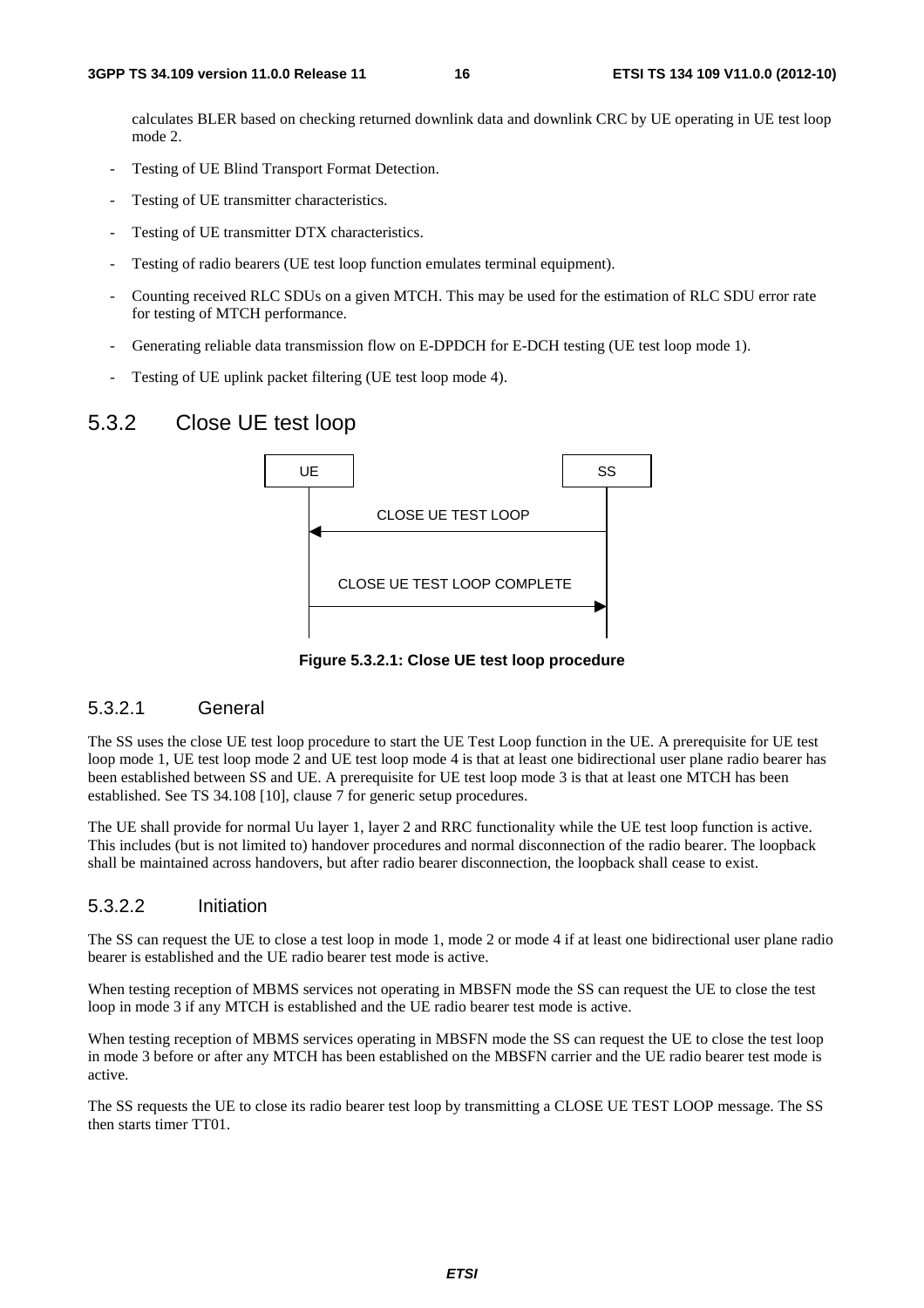calculates BLER based on checking returned downlink data and downlink CRC by UE operating in UE test loop mode 2.

- Testing of UE Blind Transport Format Detection.
- Testing of UE transmitter characteristics.
- Testing of UE transmitter DTX characteristics.
- Testing of radio bearers (UE test loop function emulates terminal equipment).
- Counting received RLC SDUs on a given MTCH. This may be used for the estimation of RLC SDU error rate for testing of MTCH performance.
- Generating reliable data transmission flow on E-DPDCH for E-DCH testing (UE test loop mode 1).
- Testing of UE uplink packet filtering (UE test loop mode 4).

## 5.3.2 Close UE test loop

UE | SS

CLOSE UE TEST LOOP (SS → UE)

CLOSE UE TEST LOOP COMPLETE (UE → SS)

**Figure 5.3.2.1: Close UE test loop procedure**

### 5.3.2.1 General

The SS uses the close UE test loop procedure to start the UE Test Loop function in the UE. A prerequisite for UE test loop mode 1, UE test loop mode 2 and UE test loop mode 4 is that at least one bidirectional user plane radio bearer has been established between SS and UE. A prerequisite for UE test loop mode 3 is that at least one MTCH has been established. See TS 34.108 [10], clause 7 for generic setup procedures.

The UE shall provide for normal Uu layer 1, layer 2 and RRC functionality while the UE test loop function is active. This includes (but is not limited to) handover procedures and normal disconnection of the radio bearer. The loopback shall be maintained across handovers, but after radio bearer disconnection, the loopback shall cease to exist.

### 5.3.2.2 Initiation

The SS can request the UE to close a test loop in mode 1, mode 2 or mode 4 if at least one bidirectional user plane radio bearer is established and the UE radio bearer test mode is active.

When testing reception of MBMS services not operating in MBSFN mode the SS can request the UE to close the test loop in mode 3 if any MTCH is established and the UE radio bearer test mode is active.

When testing reception of MBMS services operating in MBSFN mode the SS can request the UE to close the test loop in mode 3 before or after any MTCH has been established on the MBSFN carrier and the UE radio bearer test mode is active.

The SS requests the UE to close its radio bearer test loop by transmitting a CLOSE UE TEST LOOP message. The SS then starts timer TT01.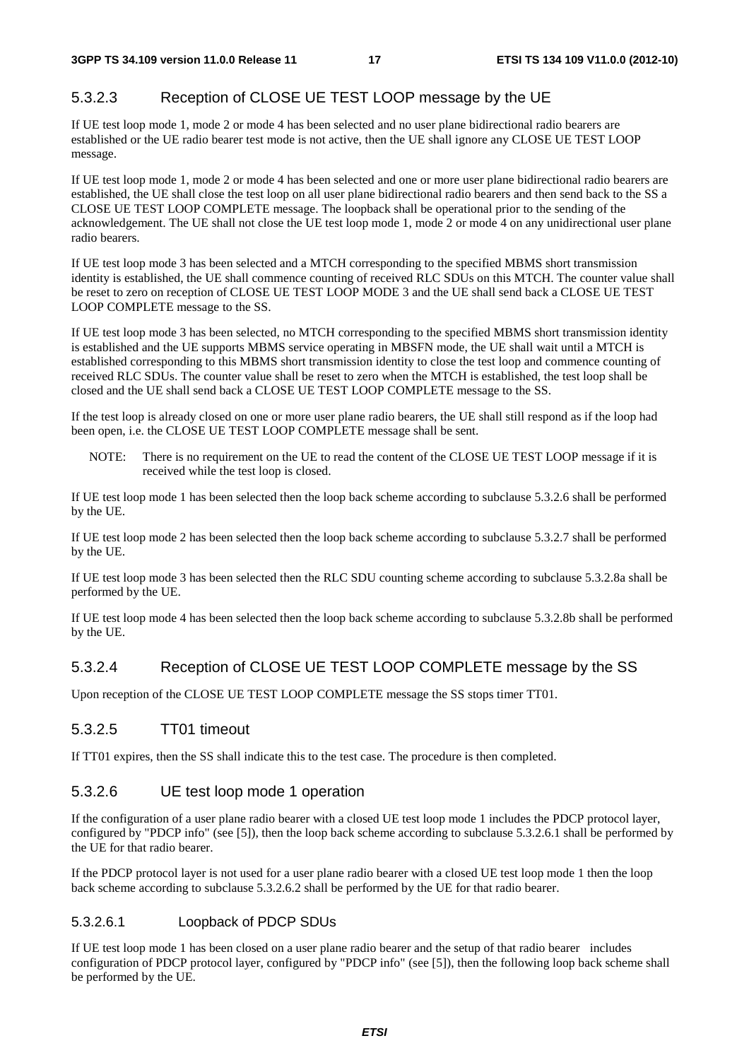#### 5.3.2.3 Reception of CLOSE UE TEST LOOP message by the UE

If UE test loop mode 1, mode 2 or mode 4 has been selected and no user plane bidirectional radio bearers are established or the UE radio bearer test mode is not active, then the UE shall ignore any CLOSE UE TEST LOOP message.

If UE test loop mode 1, mode 2 or mode 4 has been selected and one or more user plane bidirectional radio bearers are established, the UE shall close the test loop on all user plane bidirectional radio bearers and then send back to the SS a CLOSE UE TEST LOOP COMPLETE message. The loopback shall be operational prior to the sending of the acknowledgement. The UE shall not close the UE test loop mode 1, mode 2 or mode 4 on any unidirectional user plane radio bearers.

If UE test loop mode 3 has been selected and a MTCH corresponding to the specified MBMS short transmission identity is established, the UE shall commence counting of received RLC SDUs on this MTCH. The counter value shall be reset to zero on reception of CLOSE UE TEST LOOP MODE 3 and the UE shall send back a CLOSE UE TEST LOOP COMPLETE message to the SS.

If UE test loop mode 3 has been selected, no MTCH corresponding to the specified MBMS short transmission identity is established and the UE supports MBMS service operating in MBSFN mode, the UE shall wait until a MTCH is established corresponding to this MBMS short transmission identity to close the test loop and commence counting of received RLC SDUs. The counter value shall be reset to zero when the MTCH is established, the test loop shall be closed and the UE shall send back a CLOSE UE TEST LOOP COMPLETE message to the SS.

If the test loop is already closed on one or more user plane radio bearers, the UE shall still respond as if the loop had been open, i.e. the CLOSE UE TEST LOOP COMPLETE message shall be sent.

NOTE: There is no requirement on the UE to read the content of the CLOSE UE TEST LOOP message if it is received while the test loop is closed.

If UE test loop mode 1 has been selected then the loop back scheme according to subclause 5.3.2.6 shall be performed by the UE.

If UE test loop mode 2 has been selected then the loop back scheme according to subclause 5.3.2.7 shall be performed by the UE.

If UE test loop mode 3 has been selected then the RLC SDU counting scheme according to subclause 5.3.2.8a shall be performed by the UE.

If UE test loop mode 4 has been selected then the loop back scheme according to subclause 5.3.2.8b shall be performed by the UE.

#### 5.3.2.4 Reception of CLOSE UE TEST LOOP COMPLETE message by the SS

Upon reception of the CLOSE UE TEST LOOP COMPLETE message the SS stops timer TT01.

#### 5.3.2.5 TT01 timeout

If TT01 expires, then the SS shall indicate this to the test case. The procedure is then completed.

#### 5.3.2.6 UE test loop mode 1 operation

If the configuration of a user plane radio bearer with a closed UE test loop mode 1 includes the PDCP protocol layer, configured by "PDCP info" (see [5]), then the loop back scheme according to subclause 5.3.2.6.1 shall be performed by the UE for that radio bearer.

If the PDCP protocol layer is not used for a user plane radio bearer with a closed UE test loop mode 1 then the loop back scheme according to subclause 5.3.2.6.2 shall be performed by the UE for that radio bearer.

##### 5.3.2.6.1 Loopback of PDCP SDUs

If UE test loop mode 1 has been closed on a user plane radio bearer and the setup of that radio bearer includes configuration of PDCP protocol layer, configured by "PDCP info" (see [5]), then the following loop back scheme shall be performed by the UE.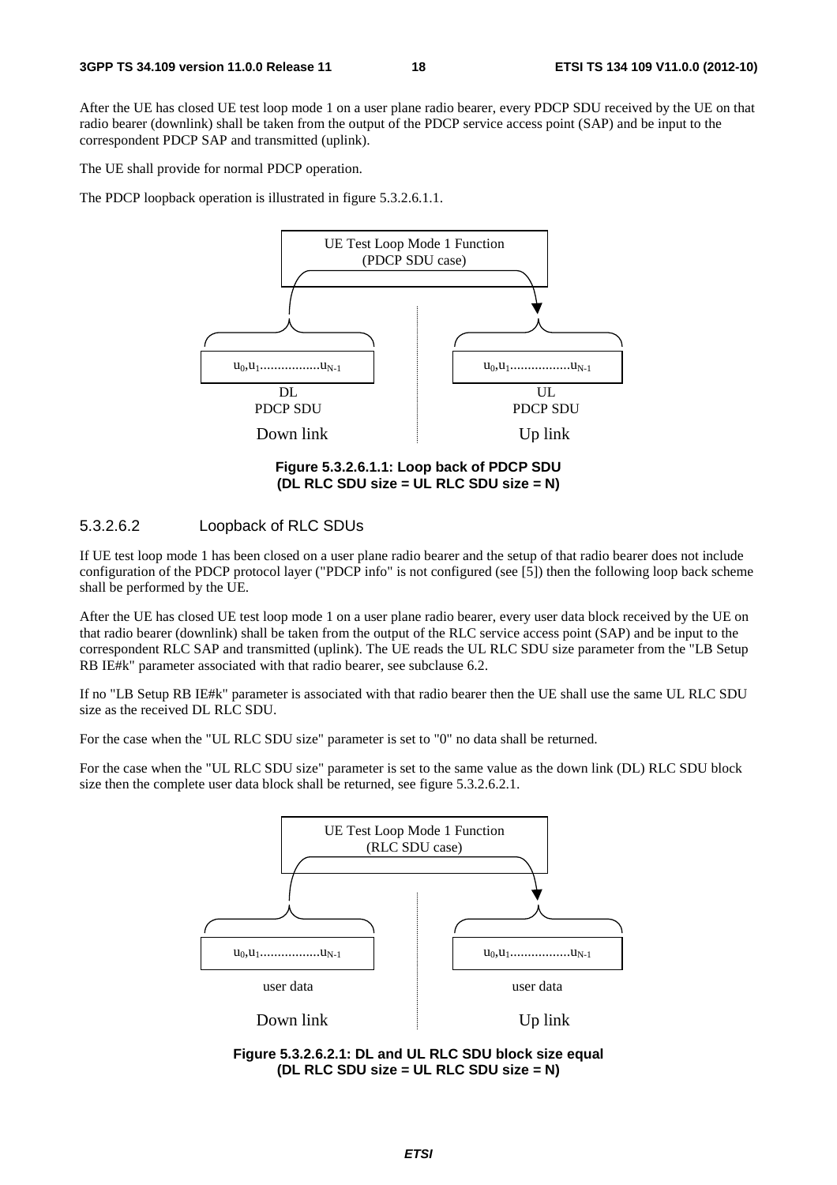After the UE has closed UE test loop mode 1 on a user plane radio bearer, every PDCP SDU received by the UE on that radio bearer (downlink) shall be taken from the output of the PDCP service access point (SAP) and be input to the correspondent PDCP SAP and transmitted (uplink).

The UE shall provide for normal PDCP operation.

The PDCP loopback operation is illustrated in figure 5.3.2.6.1.1.

UE Test Loop Mode 1 Function
(PDCP SDU case)

$u_0, u_1 \ldots\ldots\ldots\ldots\ldots u_{N-1}$ — DL PDCP SDU — Down link

$u_0, u_1 \ldots\ldots\ldots\ldots\ldots u_{N-1}$ — UL PDCP SDU — Up link

**Figure 5.3.2.6.1.1: Loop back of PDCP SDU (DL RLC SDU size = UL RLC SDU size = N)**

### 5.3.2.6.2 Loopback of RLC SDUs

If UE test loop mode 1 has been closed on a user plane radio bearer and the setup of that radio bearer does not include configuration of the PDCP protocol layer ("PDCP info" is not configured (see [5]) then the following loop back scheme shall be performed by the UE.

After the UE has closed UE test loop mode 1 on a user plane radio bearer, every user data block received by the UE on that radio bearer (downlink) shall be taken from the output of the RLC service access point (SAP) and be input to the correspondent RLC SAP and transmitted (uplink). The UE reads the UL RLC SDU size parameter from the "LB Setup RB IE#k" parameter associated with that radio bearer, see subclause 6.2.

If no "LB Setup RB IE#k" parameter is associated with that radio bearer then the UE shall use the same UL RLC SDU size as the received DL RLC SDU.

For the case when the "UL RLC SDU size" parameter is set to "0" no data shall be returned.

For the case when the "UL RLC SDU size" parameter is set to the same value as the down link (DL) RLC SDU block size then the complete user data block shall be returned, see figure 5.3.2.6.2.1.

UE Test Loop Mode 1 Function
(RLC SDU case)

$u_0, u_1 \ldots\ldots\ldots\ldots\ldots u_{N-1}$ — user data — Down link

$u_0, u_1 \ldots\ldots\ldots\ldots\ldots u_{N-1}$ — user data — Up link

**Figure 5.3.2.6.2.1: DL and UL RLC SDU block size equal (DL RLC SDU size = UL RLC SDU size = N)**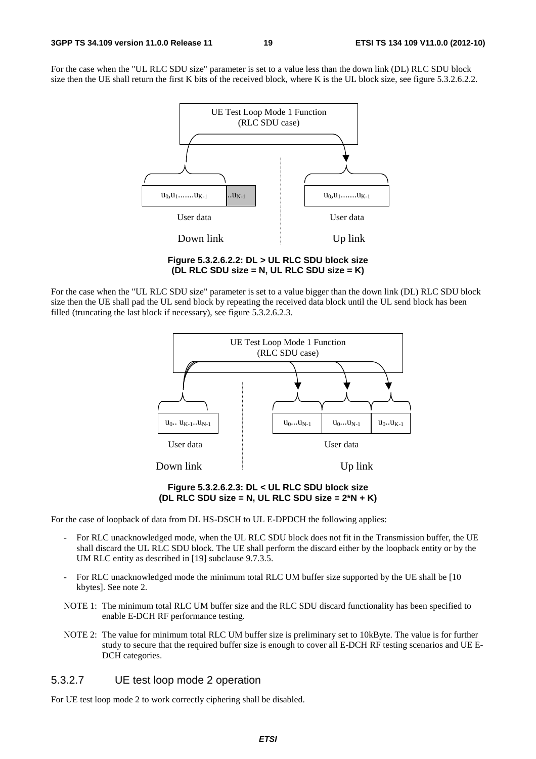For the case when the "UL RLC SDU size" parameter is set to a value less than the down link (DL) RLC SDU block size then the UE shall return the first K bits of the received block, where K is the UL block size, see figure 5.3.2.6.2.2.

**Figure 5.3.2.6.2.2: DL > UL RLC SDU block size (DL RLC SDU size = N, UL RLC SDU size = K)**

For the case when the "UL RLC SDU size" parameter is set to a value bigger than the down link (DL) RLC SDU block size then the UE shall pad the UL send block by repeating the received data block until the UL send block has been filled (truncating the last block if necessary), see figure 5.3.2.6.2.3.

**Figure 5.3.2.6.2.3: DL < UL RLC SDU block size (DL RLC SDU size = N, UL RLC SDU size = 2*N + K)**

For the case of loopback of data from DL HS-DSCH to UL E-DPDCH the following applies:

- For RLC unacknowledged mode, when the UL RLC SDU block does not fit in the Transmission buffer, the UE shall discard the UL RLC SDU block. The UE shall perform the discard either by the loopback entity or by the UM RLC entity as described in [19] subclause 9.7.3.5.
- For RLC unacknowledged mode the minimum total RLC UM buffer size supported by the UE shall be [10 kbytes]. See note 2.

NOTE 1: The minimum total RLC UM buffer size and the RLC SDU discard functionality has been specified to enable E-DCH RF performance testing.

NOTE 2: The value for minimum total RLC UM buffer size is preliminary set to 10kByte. The value is for further study to secure that the required buffer size is enough to cover all E-DCH RF testing scenarios and UE E-DCH categories.

### 5.3.2.7 UE test loop mode 2 operation

For UE test loop mode 2 to work correctly ciphering shall be disabled.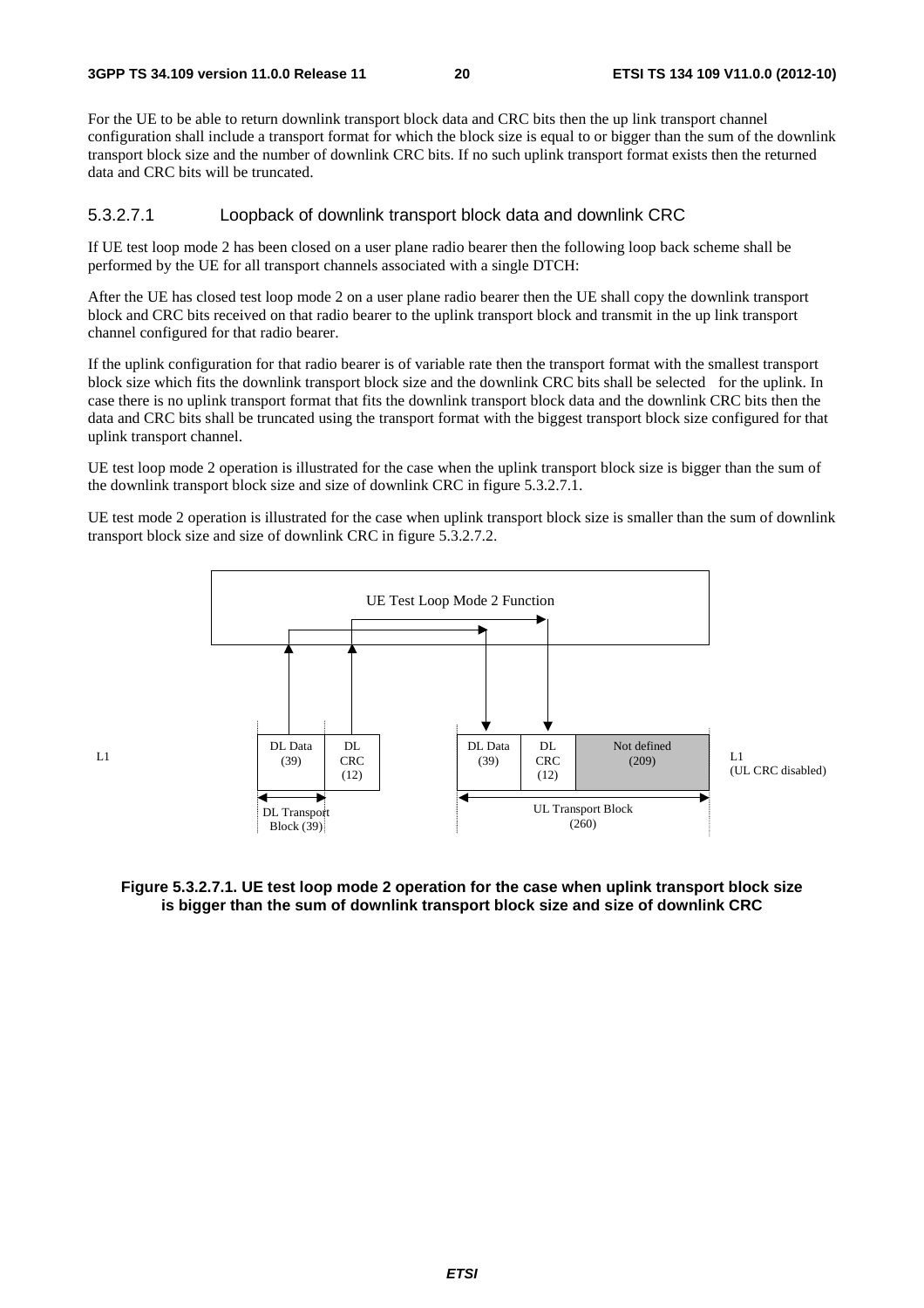For the UE to be able to return downlink transport block data and CRC bits then the up link transport channel configuration shall include a transport format for which the block size is equal to or bigger than the sum of the downlink transport block size and the number of downlink CRC bits. If no such uplink transport format exists then the returned data and CRC bits will be truncated.

#### 5.3.2.7.1 Loopback of downlink transport block data and downlink CRC

If UE test loop mode 2 has been closed on a user plane radio bearer then the following loop back scheme shall be performed by the UE for all transport channels associated with a single DTCH:

After the UE has closed test loop mode 2 on a user plane radio bearer then the UE shall copy the downlink transport block and CRC bits received on that radio bearer to the uplink transport block and transmit in the up link transport channel configured for that radio bearer.

If the uplink configuration for that radio bearer is of variable rate then the transport format with the smallest transport block size which fits the downlink transport block size and the downlink CRC bits shall be selected for the uplink. In case there is no uplink transport format that fits the downlink transport block data and the downlink CRC bits then the data and CRC bits shall be truncated using the transport format with the biggest transport block size configured for that uplink transport channel.

UE test loop mode 2 operation is illustrated for the case when the uplink transport block size is bigger than the sum of the downlink transport block size and size of downlink CRC in figure 5.3.2.7.1.

UE test mode 2 operation is illustrated for the case when uplink transport block size is smaller than the sum of downlink transport block size and size of downlink CRC in figure 5.3.2.7.2.

UE Test Loop Mode 2 Function

L1 | DL Data (39) | DL CRC (12) | DL Transport Block (39)

DL Data (39) | DL CRC (12) | Not defined (209) | UL Transport Block (260) | L1 (UL CRC disabled)

**Figure 5.3.2.7.1. UE test loop mode 2 operation for the case when uplink transport block size is bigger than the sum of downlink transport block size and size of downlink CRC**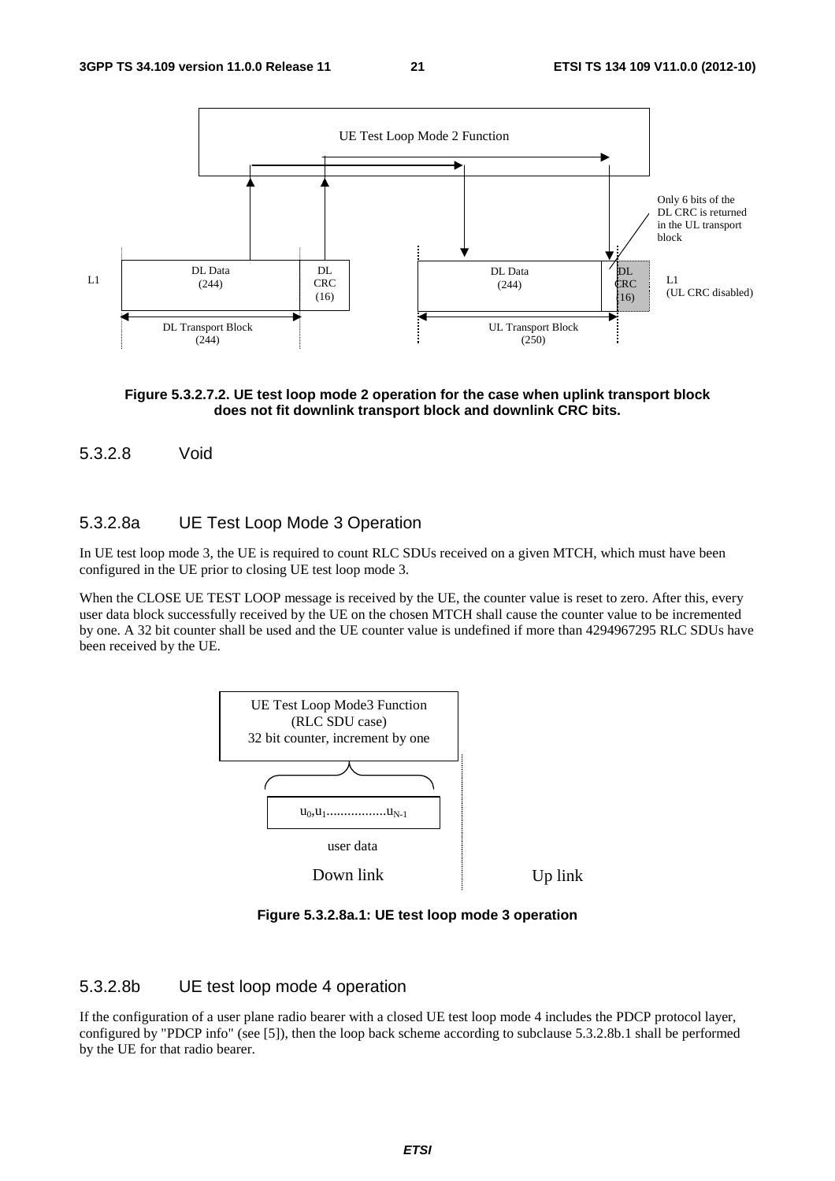**Figure 5.3.2.7.2. UE test loop mode 2 operation for the case when uplink transport block does not fit downlink transport block and downlink CRC bits.**

### 5.3.2.8 Void

### 5.3.2.8a UE Test Loop Mode 3 Operation

In UE test loop mode 3, the UE is required to count RLC SDUs received on a given MTCH, which must have been configured in the UE prior to closing UE test loop mode 3.

When the CLOSE UE TEST LOOP message is received by the UE, the counter value is reset to zero. After this, every user data block successfully received by the UE on the chosen MTCH shall cause the counter value to be incremented by one. A 32 bit counter shall be used and the UE counter value is undefined if more than 4294967295 RLC SDUs have been received by the UE.

**Figure 5.3.2.8a.1: UE test loop mode 3 operation**

### 5.3.2.8b UE test loop mode 4 operation

If the configuration of a user plane radio bearer with a closed UE test loop mode 4 includes the PDCP protocol layer, configured by "PDCP info" (see [5]), then the loop back scheme according to subclause 5.3.2.8b.1 shall be performed by the UE for that radio bearer.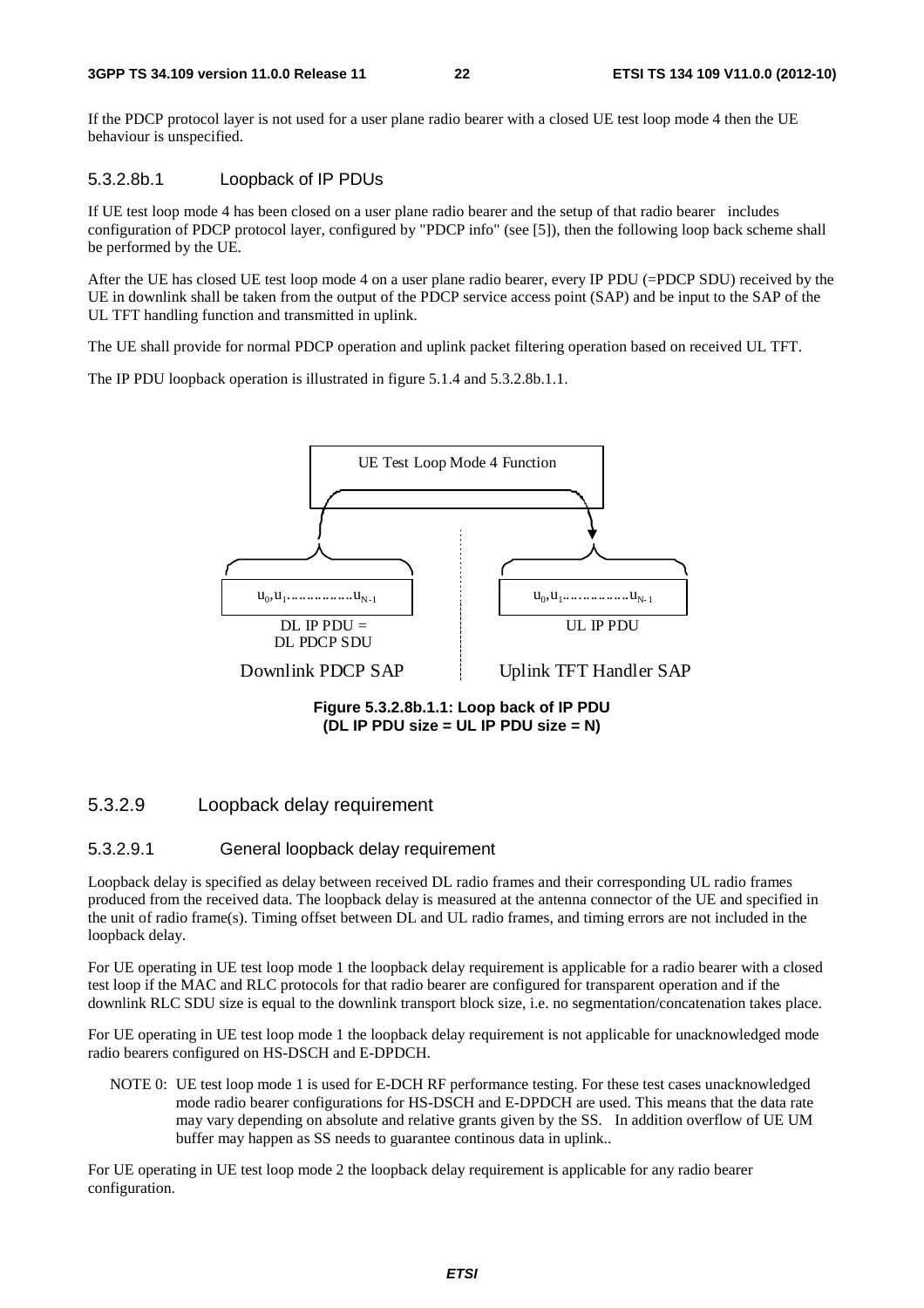If the PDCP protocol layer is not used for a user plane radio bearer with a closed UE test loop mode 4 then the UE behaviour is unspecified.

#### 5.3.2.8b.1 Loopback of IP PDUs

If UE test loop mode 4 has been closed on a user plane radio bearer and the setup of that radio bearer includes configuration of PDCP protocol layer, configured by "PDCP info" (see [5]), then the following loop back scheme shall be performed by the UE.

After the UE has closed UE test loop mode 4 on a user plane radio bearer, every IP PDU (=PDCP SDU) received by the UE in downlink shall be taken from the output of the PDCP service access point (SAP) and be input to the SAP of the UL TFT handling function and transmitted in uplink.

The UE shall provide for normal PDCP operation and uplink packet filtering operation based on received UL TFT.

The IP PDU loopback operation is illustrated in figure 5.1.4 and 5.3.2.8b.1.1.

UE Test Loop Mode 4 Function

$u_0, u_1 \ldots\ldots\ldots\ldots u_{N-1}$ — DL IP PDU = DL PDCP SDU — Downlink PDCP SAP

$u_0, u_1 \ldots\ldots\ldots\ldots u_{N-1}$ — UL IP PDU — Uplink TFT Handler SAP

**Figure 5.3.2.8b.1.1: Loop back of IP PDU (DL IP PDU size = UL IP PDU size = N)**

### 5.3.2.9 Loopback delay requirement

#### 5.3.2.9.1 General loopback delay requirement

Loopback delay is specified as delay between received DL radio frames and their corresponding UL radio frames produced from the received data. The loopback delay is measured at the antenna connector of the UE and specified in the unit of radio frame(s). Timing offset between DL and UL radio frames, and timing errors are not included in the loopback delay.

For UE operating in UE test loop mode 1 the loopback delay requirement is applicable for a radio bearer with a closed test loop if the MAC and RLC protocols for that radio bearer are configured for transparent operation and if the downlink RLC SDU size is equal to the downlink transport block size, i.e. no segmentation/concatenation takes place.

For UE operating in UE test loop mode 1 the loopback delay requirement is not applicable for unacknowledged mode radio bearers configured on HS-DSCH and E-DPDCH.

NOTE 0: UE test loop mode 1 is used for E-DCH RF performance testing. For these test cases unacknowledged mode radio bearer configurations for HS-DSCH and E-DPDCH are used. This means that the data rate may vary depending on absolute and relative grants given by the SS. In addition overflow of UE UM buffer may happen as SS needs to guarantee continous data in uplink..

For UE operating in UE test loop mode 2 the loopback delay requirement is applicable for any radio bearer configuration.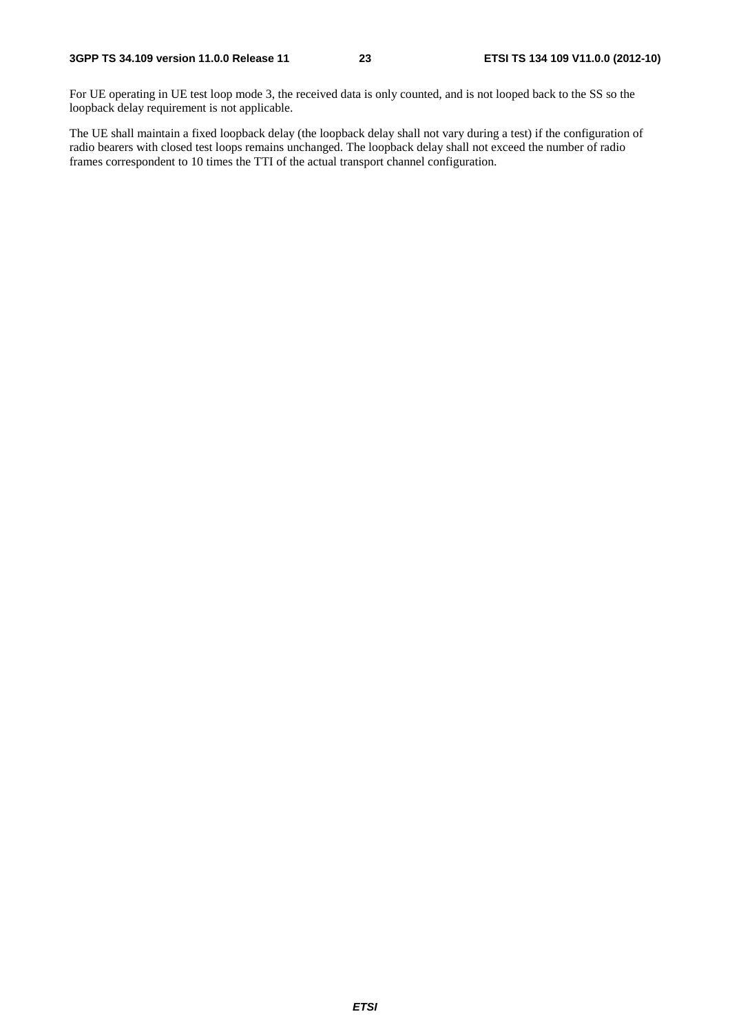For UE operating in UE test loop mode 3, the received data is only counted, and is not looped back to the SS so the loopback delay requirement is not applicable.

The UE shall maintain a fixed loopback delay (the loopback delay shall not vary during a test) if the configuration of radio bearers with closed test loops remains unchanged. The loopback delay shall not exceed the number of radio frames correspondent to 10 times the TTI of the actual transport channel configuration.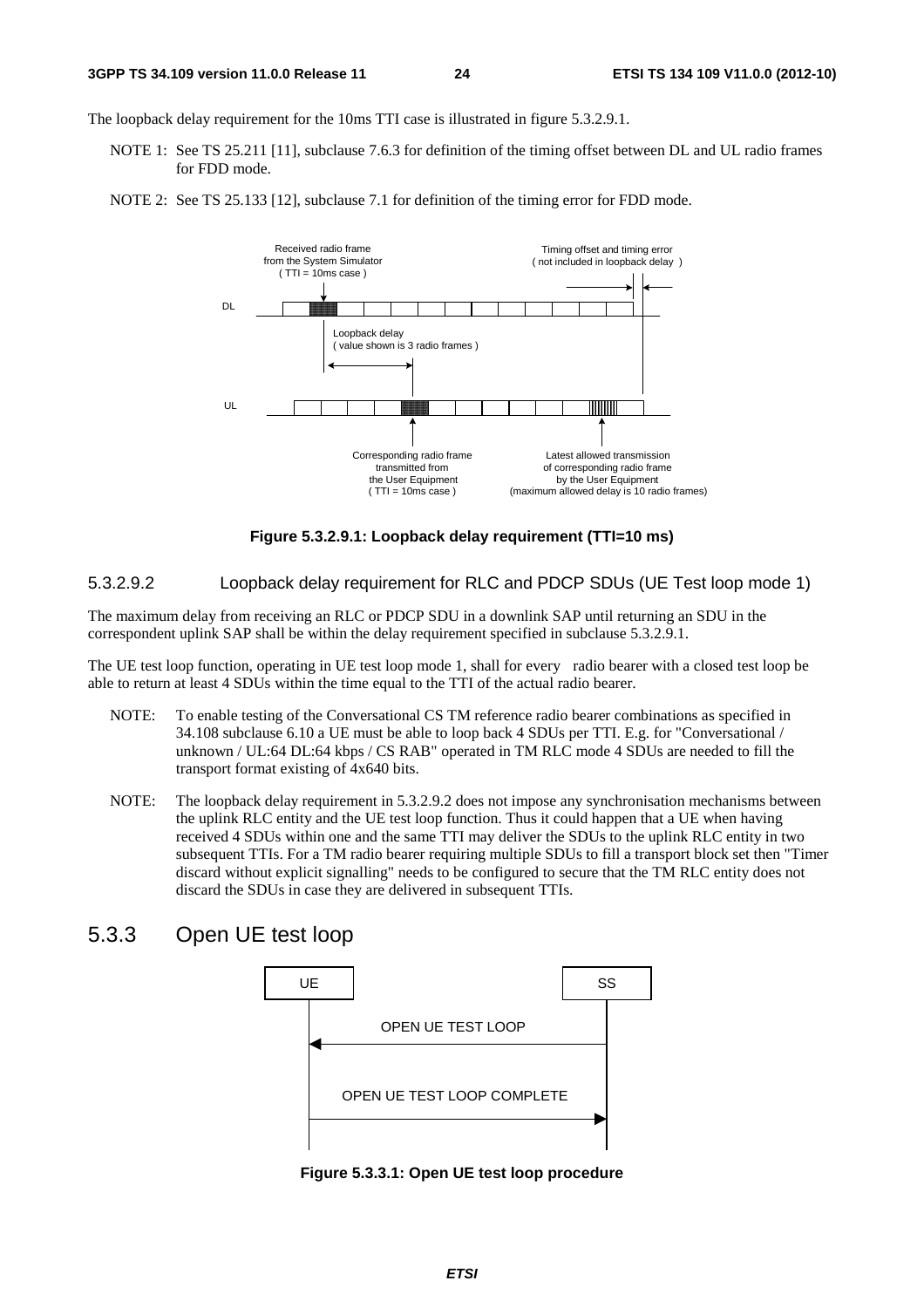The loopback delay requirement for the 10ms TTI case is illustrated in figure 5.3.2.9.1.

NOTE 1: See TS 25.211 [11], subclause 7.6.3 for definition of the timing offset between DL and UL radio frames for FDD mode.

NOTE 2: See TS 25.133 [12], subclause 7.1 for definition of the timing error for FDD mode.

**Figure 5.3.2.9.1: Loopback delay requirement (TTI=10 ms)**

#### 5.3.2.9.2 Loopback delay requirement for RLC and PDCP SDUs (UE Test loop mode 1)

The maximum delay from receiving an RLC or PDCP SDU in a downlink SAP until returning an SDU in the correspondent uplink SAP shall be within the delay requirement specified in subclause 5.3.2.9.1.

The UE test loop function, operating in UE test loop mode 1, shall for every radio bearer with a closed test loop be able to return at least 4 SDUs within the time equal to the TTI of the actual radio bearer.

NOTE: To enable testing of the Conversational CS TM reference radio bearer combinations as specified in 34.108 subclause 6.10 a UE must be able to loop back 4 SDUs per TTI. E.g. for "Conversational / unknown / UL:64 DL:64 kbps / CS RAB" operated in TM RLC mode 4 SDUs are needed to fill the transport format existing of 4x640 bits.

NOTE: The loopback delay requirement in 5.3.2.9.2 does not impose any synchronisation mechanisms between the uplink RLC entity and the UE test loop function. Thus it could happen that a UE when having received 4 SDUs within one and the same TTI may deliver the SDUs to the uplink RLC entity in two subsequent TTIs. For a TM radio bearer requiring multiple SDUs to fill a transport block set then "Timer discard without explicit signalling" needs to be configured to secure that the TM RLC entity does not discard the SDUs in case they are delivered in subsequent TTIs.

## 5.3.3 Open UE test loop

**Figure 5.3.3.1: Open UE test loop procedure**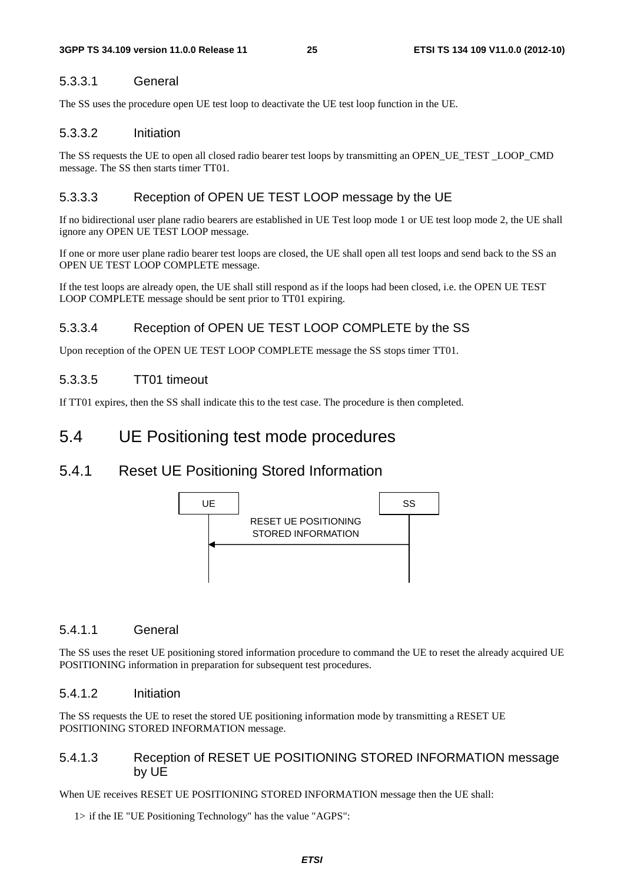#### 5.3.3.1 General

The SS uses the procedure open UE test loop to deactivate the UE test loop function in the UE.

#### 5.3.3.2 Initiation

The SS requests the UE to open all closed radio bearer test loops by transmitting an OPEN_UE_TEST _LOOP_CMD message. The SS then starts timer TT01.

#### 5.3.3.3 Reception of OPEN UE TEST LOOP message by the UE

If no bidirectional user plane radio bearers are established in UE Test loop mode 1 or UE test loop mode 2, the UE shall ignore any OPEN UE TEST LOOP message.

If one or more user plane radio bearer test loops are closed, the UE shall open all test loops and send back to the SS an OPEN UE TEST LOOP COMPLETE message.

If the test loops are already open, the UE shall still respond as if the loops had been closed, i.e. the OPEN UE TEST LOOP COMPLETE message should be sent prior to TT01 expiring.

#### 5.3.3.4 Reception of OPEN UE TEST LOOP COMPLETE by the SS

Upon reception of the OPEN UE TEST LOOP COMPLETE message the SS stops timer TT01.

#### 5.3.3.5 TT01 timeout

If TT01 expires, then the SS shall indicate this to the test case. The procedure is then completed.

## 5.4 UE Positioning test mode procedures

### 5.4.1 Reset UE Positioning Stored Information

```
 UE                                   SS
  |   RESET UE POSITIONING            |
  |   STORED INFORMATION              |
  |<----------------------------------|
  |                                   |
```

#### 5.4.1.1 General

The SS uses the reset UE positioning stored information procedure to command the UE to reset the already acquired UE POSITIONING information in preparation for subsequent test procedures.

#### 5.4.1.2 Initiation

The SS requests the UE to reset the stored UE positioning information mode by transmitting a RESET UE POSITIONING STORED INFORMATION message.

#### 5.4.1.3 Reception of RESET UE POSITIONING STORED INFORMATION message by UE

When UE receives RESET UE POSITIONING STORED INFORMATION message then the UE shall:

1> if the IE "UE Positioning Technology" has the value "AGPS":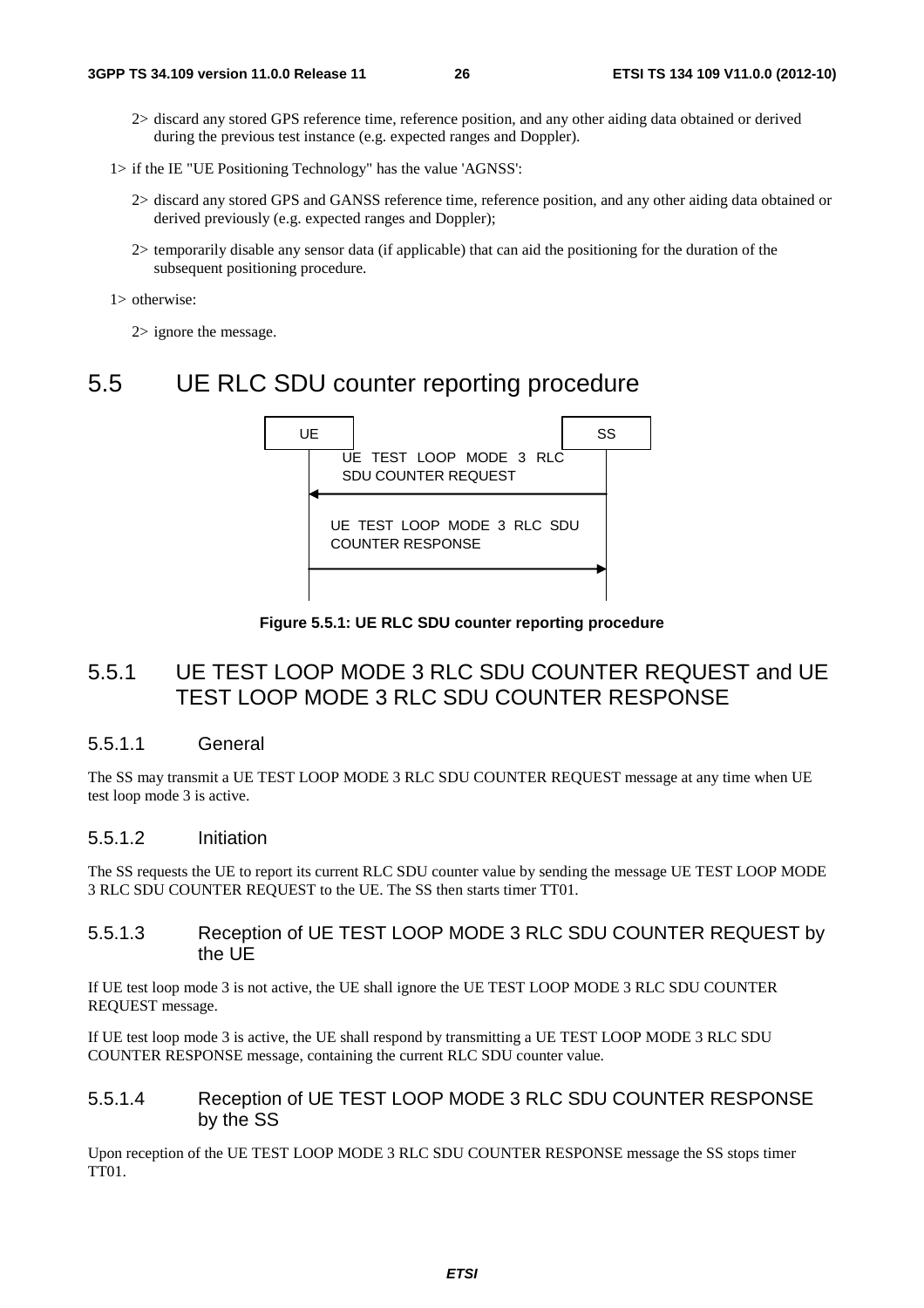2> discard any stored GPS reference time, reference position, and any other aiding data obtained or derived during the previous test instance (e.g. expected ranges and Doppler).

1> if the IE "UE Positioning Technology" has the value 'AGNSS':

2> discard any stored GPS and GANSS reference time, reference position, and any other aiding data obtained or derived previously (e.g. expected ranges and Doppler);

2> temporarily disable any sensor data (if applicable) that can aid the positioning for the duration of the subsequent positioning procedure.

1> otherwise:

2> ignore the message.

# 5.5 UE RLC SDU counter reporting procedure

UE | SS

UE TEST LOOP MODE 3 RLC SDU COUNTER REQUEST (SS → UE)

UE TEST LOOP MODE 3 RLC SDU COUNTER RESPONSE (UE → SS)

**Figure 5.5.1: UE RLC SDU counter reporting procedure**

## 5.5.1 UE TEST LOOP MODE 3 RLC SDU COUNTER REQUEST and UE TEST LOOP MODE 3 RLC SDU COUNTER RESPONSE

### 5.5.1.1 General

The SS may transmit a UE TEST LOOP MODE 3 RLC SDU COUNTER REQUEST message at any time when UE test loop mode 3 is active.

### 5.5.1.2 Initiation

The SS requests the UE to report its current RLC SDU counter value by sending the message UE TEST LOOP MODE 3 RLC SDU COUNTER REQUEST to the UE. The SS then starts timer TT01.

### 5.5.1.3 Reception of UE TEST LOOP MODE 3 RLC SDU COUNTER REQUEST by the UE

If UE test loop mode 3 is not active, the UE shall ignore the UE TEST LOOP MODE 3 RLC SDU COUNTER REQUEST message.

If UE test loop mode 3 is active, the UE shall respond by transmitting a UE TEST LOOP MODE 3 RLC SDU COUNTER RESPONSE message, containing the current RLC SDU counter value.

### 5.5.1.4 Reception of UE TEST LOOP MODE 3 RLC SDU COUNTER RESPONSE by the SS

Upon reception of the UE TEST LOOP MODE 3 RLC SDU COUNTER RESPONSE message the SS stops timer TT01.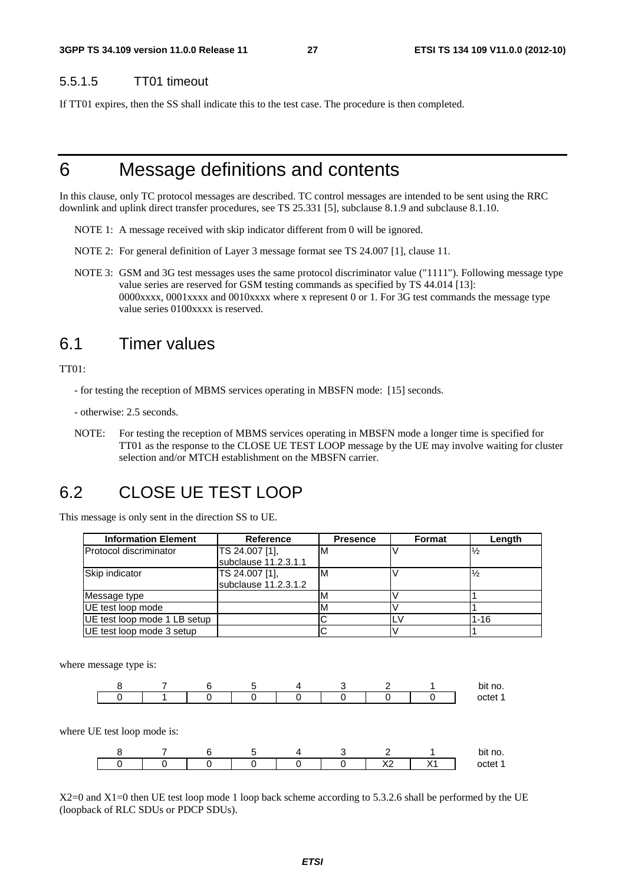#### 5.5.1.5 TT01 timeout

If TT01 expires, then the SS shall indicate this to the test case. The procedure is then completed.

# 6 Message definitions and contents

In this clause, only TC protocol messages are described. TC control messages are intended to be sent using the RRC downlink and uplink direct transfer procedures, see TS 25.331 [5], subclause 8.1.9 and subclause 8.1.10.

NOTE 1: A message received with skip indicator different from 0 will be ignored.

NOTE 2: For general definition of Layer 3 message format see TS 24.007 [1], clause 11.

NOTE 3: GSM and 3G test messages uses the same protocol discriminator value ("1111"). Following message type value series are reserved for GSM testing commands as specified by TS 44.014 [13]: 0000xxxx, 0001xxxx and 0010xxxx where x represent 0 or 1. For 3G test commands the message type value series 0100xxxx is reserved.

## 6.1 Timer values

TT01:

- for testing the reception of MBMS services operating in MBSFN mode: [15] seconds.

- otherwise: 2.5 seconds.

NOTE: For testing the reception of MBMS services operating in MBSFN mode a longer time is specified for TT01 as the response to the CLOSE UE TEST LOOP message by the UE may involve waiting for cluster selection and/or MTCH establishment on the MBSFN carrier.

## 6.2 CLOSE UE TEST LOOP

This message is only sent in the direction SS to UE.

| Information Element | Reference | Presence | Format | Length |
|---|---|---|---|---|
| Protocol discriminator | TS 24.007 [1], subclause 11.2.3.1.1 | M | V | ½ |
| Skip indicator | TS 24.007 [1], subclause 11.2.3.1.2 | M | V | ½ |
| Message type | | M | V | 1 |
| UE test loop mode | | M | V | 1 |
| UE test loop mode 1 LB setup | | C | LV | 1-16 |
| UE test loop mode 3 setup | | C | V | 1 |

where message type is:

| 8 | 7 | 6 | 5 | 4 | 3 | 2 | 1 | bit no. |
|---|---|---|---|---|---|---|---|---|
| 0 | 1 | 0 | 0 | 0 | 0 | 0 | 0 | octet 1 |

where UE test loop mode is:

| 8 | 7 | 6 | 5 | 4 | 3 | 2 | 1 | bit no. |
|---|---|---|---|---|---|---|---|---|
| 0 | 0 | 0 | 0 | 0 | 0 | X2 | X1 | octet 1 |

X2=0 and X1=0 then UE test loop mode 1 loop back scheme according to 5.3.2.6 shall be performed by the UE (loopback of RLC SDUs or PDCP SDUs).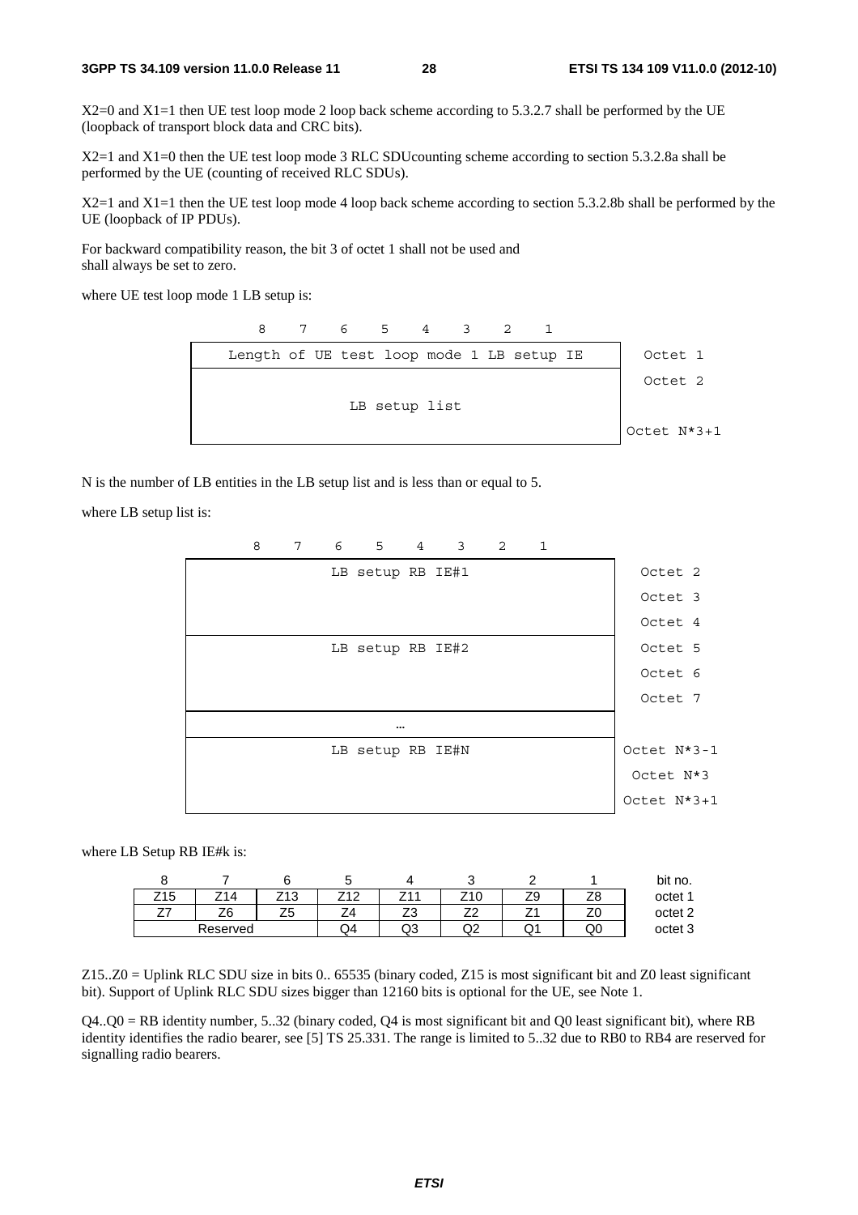X2=0 and X1=1 then UE test loop mode 2 loop back scheme according to 5.3.2.7 shall be performed by the UE (loopback of transport block data and CRC bits).

X2=1 and X1=0 then the UE test loop mode 3 RLC SDUcounting scheme according to section 5.3.2.8a shall be performed by the UE (counting of received RLC SDUs).

X2=1 and X1=1 then the UE test loop mode 4 loop back scheme according to section 5.3.2.8b shall be performed by the UE (loopback of IP PDUs).

For backward compatibility reason, the bit 3 of octet 1 shall not be used and shall always be set to zero.

where UE test loop mode 1 LB setup is:

| 8 7 6 5 4 3 2 1 | |
|---|---|
| Length of UE test loop mode 1 LB setup IE | Octet 1 |
| LB setup list | Octet 2<br>Octet N*3+1 |

N is the number of LB entities in the LB setup list and is less than or equal to 5.

where LB setup list is:

| 8 7 6 5 4 3 2 1 | |
|---|---|
| LB setup RB IE#1 | Octet 2<br>Octet 3<br>Octet 4 |
| LB setup RB IE#2 | Octet 5<br>Octet 6<br>Octet 7 |
| … | |
| LB setup RB IE#N | Octet N*3-1<br>Octet N*3<br>Octet N*3+1 |

where LB Setup RB IE#k is:

| 8 | 7 | 6 | 5 | 4 | 3 | 2 | 1 | bit no. |
|---|---|---|---|---|---|---|---|---|
| Z15 | Z14 | Z13 | Z12 | Z11 | Z10 | Z9 | Z8 | octet 1 |
| Z7 | Z6 | Z5 | Z4 | Z3 | Z2 | Z1 | Z0 | octet 2 |
| Reserved | | | Q4 | Q3 | Q2 | Q1 | Q0 | octet 3 |

Z15..Z0 = Uplink RLC SDU size in bits 0.. 65535 (binary coded, Z15 is most significant bit and Z0 least significant bit). Support of Uplink RLC SDU sizes bigger than 12160 bits is optional for the UE, see Note 1.

Q4..Q0 = RB identity number, 5..32 (binary coded, Q4 is most significant bit and Q0 least significant bit), where RB identity identifies the radio bearer, see [5] TS 25.331. The range is limited to 5..32 due to RB0 to RB4 are reserved for signalling radio bearers.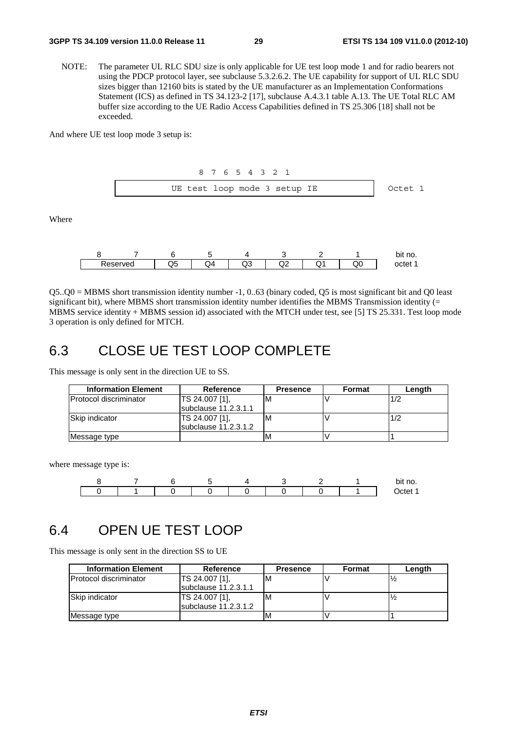NOTE: The parameter UL RLC SDU size is only applicable for UE test loop mode 1 and for radio bearers not using the PDCP protocol layer, see subclause 5.3.2.6.2. The UE capability for support of UL RLC SDU sizes bigger than 12160 bits is stated by the UE manufacturer as an Implementation Conformations Statement (ICS) as defined in TS 34.123-2 [17], subclause A.4.3.1 table A.13. The UE Total RLC AM buffer size according to the UE Radio Access Capabilities defined in TS 25.306 [18] shall not be exceeded.

And where UE test loop mode 3 setup is:

```
        8  7  6  5  4  3  2  1
  | UE test loop mode 3 setup IE |   Octet 1
```

Where

| 8 | 7 | 6 | 5 | 4 | 3 | 2 | 1 | bit no. |
|---|---|---|---|---|---|---|---|---|
| Reserved | | Q5 | Q4 | Q3 | Q2 | Q1 | Q0 | octet 1 |

Q5..Q0 = MBMS short transmission identity number -1, 0..63 (binary coded, Q5 is most significant bit and Q0 least significant bit), where MBMS short transmission identity number identifies the MBMS Transmission identity (= MBMS service identity + MBMS session id) associated with the MTCH under test, see [5] TS 25.331. Test loop mode 3 operation is only defined for MTCH.

# 6.3 CLOSE UE TEST LOOP COMPLETE

This message is only sent in the direction UE to SS.

| Information Element | Reference | Presence | Format | Length |
|---|---|---|---|---|
| Protocol discriminator | TS 24.007 [1], subclause 11.2.3.1.1 | M | V | 1/2 |
| Skip indicator | TS 24.007 [1], subclause 11.2.3.1.2 | M | V | 1/2 |
| Message type | | M | V | 1 |

where message type is:

| 8 | 7 | 6 | 5 | 4 | 3 | 2 | 1 | bit no. |
|---|---|---|---|---|---|---|---|---|
| 0 | 1 | 0 | 0 | 0 | 0 | 0 | 1 | Octet 1 |

# 6.4 OPEN UE TEST LOOP

This message is only sent in the direction SS to UE

| Information Element | Reference | Presence | Format | Length |
|---|---|---|---|---|
| Protocol discriminator | TS 24.007 [1], subclause 11.2.3.1.1 | M | V | ½ |
| Skip indicator | TS 24.007 [1], subclause 11.2.3.1.2 | M | V | ½ |
| Message type | | M | V | 1 |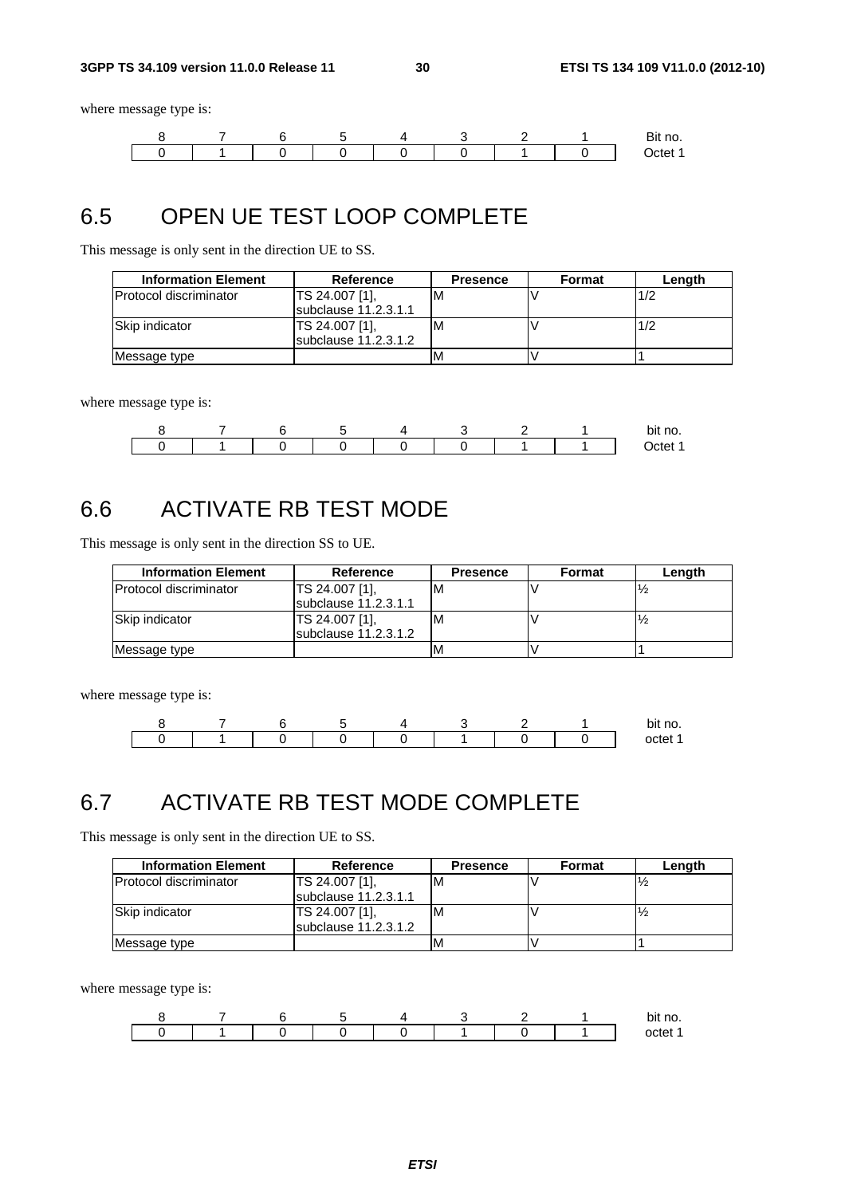where message type is:

| 8 | 7 | 6 | 5 | 4 | 3 | 2 | 1 | Bit no. |
|---|---|---|---|---|---|---|---|---|
| 0 | 1 | 0 | 0 | 0 | 0 | 1 | 0 | Octet 1 |

## 6.5 OPEN UE TEST LOOP COMPLETE

This message is only sent in the direction UE to SS.

| Information Element | Reference | Presence | Format | Length |
|---|---|---|---|---|
| Protocol discriminator | TS 24.007 [1], subclause 11.2.3.1.1 | M | V | 1/2 |
| Skip indicator | TS 24.007 [1], subclause 11.2.3.1.2 | M | V | 1/2 |
| Message type | | M | V | 1 |

where message type is:

| 8 | 7 | 6 | 5 | 4 | 3 | 2 | 1 | bit no. |
|---|---|---|---|---|---|---|---|---|
| 0 | 1 | 0 | 0 | 0 | 0 | 1 | 1 | Octet 1 |

## 6.6 ACTIVATE RB TEST MODE

This message is only sent in the direction SS to UE.

| Information Element | Reference | Presence | Format | Length |
|---|---|---|---|---|
| Protocol discriminator | TS 24.007 [1], subclause 11.2.3.1.1 | M | V | ½ |
| Skip indicator | TS 24.007 [1], subclause 11.2.3.1.2 | M | V | ½ |
| Message type | | M | V | 1 |

where message type is:

| 8 | 7 | 6 | 5 | 4 | 3 | 2 | 1 | bit no. |
|---|---|---|---|---|---|---|---|---|
| 0 | 1 | 0 | 0 | 0 | 1 | 0 | 0 | octet 1 |

## 6.7 ACTIVATE RB TEST MODE COMPLETE

This message is only sent in the direction UE to SS.

| Information Element | Reference | Presence | Format | Length |
|---|---|---|---|---|
| Protocol discriminator | TS 24.007 [1], subclause 11.2.3.1.1 | M | V | ½ |
| Skip indicator | TS 24.007 [1], subclause 11.2.3.1.2 | M | V | ½ |
| Message type | | M | V | 1 |

where message type is:

| 8 | 7 | 6 | 5 | 4 | 3 | 2 | 1 | bit no. |
|---|---|---|---|---|---|---|---|---|
| 0 | 1 | 0 | 0 | 0 | 1 | 0 | 1 | octet 1 |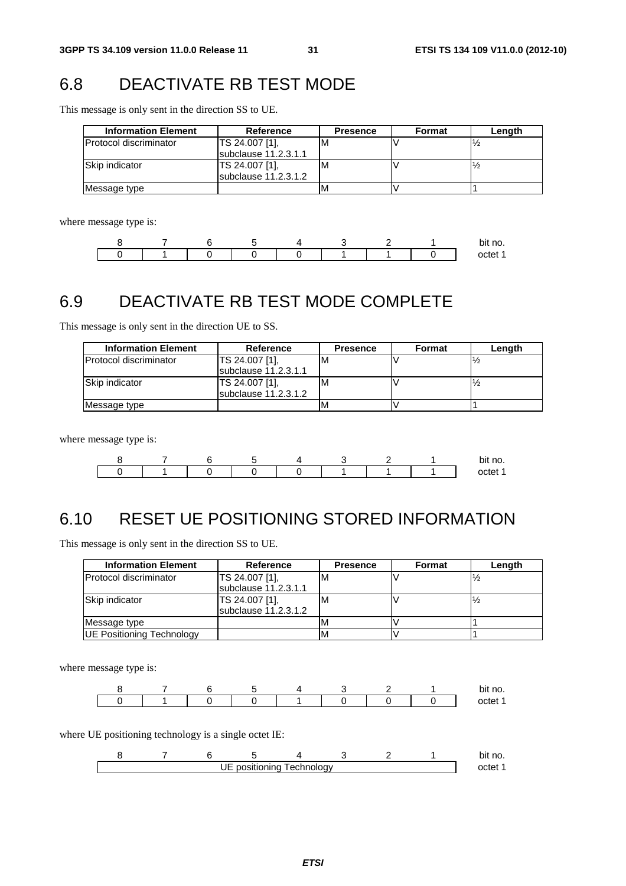## 6.8 DEACTIVATE RB TEST MODE

This message is only sent in the direction SS to UE.

| Information Element | Reference | Presence | Format | Length |
|---|---|---|---|---|
| Protocol discriminator | TS 24.007 [1], subclause 11.2.3.1.1 | M | V | ½ |
| Skip indicator | TS 24.007 [1], subclause 11.2.3.1.2 | M | V | ½ |
| Message type | | M | V | 1 |

where message type is:

| 8 | 7 | 6 | 5 | 4 | 3 | 2 | 1 | bit no. |
|---|---|---|---|---|---|---|---|---|
| 0 | 1 | 0 | 0 | 0 | 1 | 1 | 0 | octet 1 |

## 6.9 DEACTIVATE RB TEST MODE COMPLETE

This message is only sent in the direction UE to SS.

| Information Element | Reference | Presence | Format | Length |
|---|---|---|---|---|
| Protocol discriminator | TS 24.007 [1], subclause 11.2.3.1.1 | M | V | ½ |
| Skip indicator | TS 24.007 [1], subclause 11.2.3.1.2 | M | V | ½ |
| Message type | | M | V | 1 |

where message type is:

| 8 | 7 | 6 | 5 | 4 | 3 | 2 | 1 | bit no. |
|---|---|---|---|---|---|---|---|---|
| 0 | 1 | 0 | 0 | 0 | 1 | 1 | 1 | octet 1 |

## 6.10 RESET UE POSITIONING STORED INFORMATION

This message is only sent in the direction SS to UE.

| Information Element | Reference | Presence | Format | Length |
|---|---|---|---|---|
| Protocol discriminator | TS 24.007 [1], subclause 11.2.3.1.1 | M | V | ½ |
| Skip indicator | TS 24.007 [1], subclause 11.2.3.1.2 | M | V | ½ |
| Message type | | M | V | 1 |
| UE Positioning Technology | | M | V | 1 |

where message type is:

| 8 | 7 | 6 | 5 | 4 | 3 | 2 | 1 | bit no. |
|---|---|---|---|---|---|---|---|---|
| 0 | 1 | 0 | 0 | 1 | 0 | 0 | 0 | octet 1 |

where UE positioning technology is a single octet IE:

| 8 | 7 | 6 | 5 | 4 | 3 | 2 | 1 | bit no. |
|---|---|---|---|---|---|---|---|---|
| UE positioning Technology | | | | | | | | octet 1 |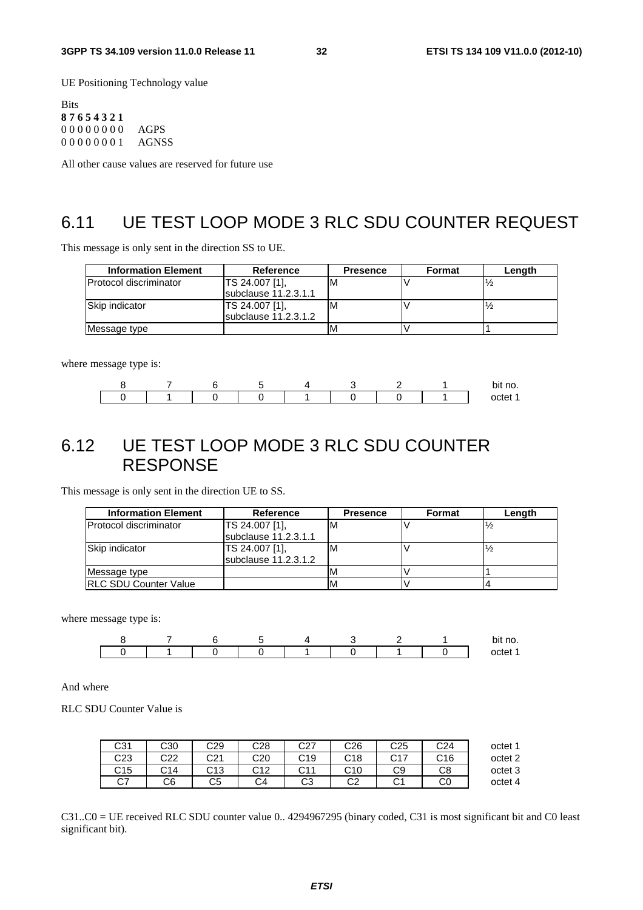UE Positioning Technology value

Bits
**8 7 6 5 4 3 2 1**
0 0 0 0 0 0 0 0 AGPS
0 0 0 0 0 0 0 1 AGNSS

All other cause values are reserved for future use

## 6.11 UE TEST LOOP MODE 3 RLC SDU COUNTER REQUEST

This message is only sent in the direction SS to UE.

| Information Element | Reference | Presence | Format | Length |
|---|---|---|---|---|
| Protocol discriminator | TS 24.007 [1], subclause 11.2.3.1.1 | M | V | ½ |
| Skip indicator | TS 24.007 [1], subclause 11.2.3.1.2 | M | V | ½ |
| Message type | | M | V | 1 |

where message type is:

| 8 | 7 | 6 | 5 | 4 | 3 | 2 | 1 | bit no. |
|---|---|---|---|---|---|---|---|---|
| 0 | 1 | 0 | 0 | 1 | 0 | 0 | 1 | octet 1 |

## 6.12 UE TEST LOOP MODE 3 RLC SDU COUNTER RESPONSE

This message is only sent in the direction UE to SS.

| Information Element | Reference | Presence | Format | Length |
|---|---|---|---|---|
| Protocol discriminator | TS 24.007 [1], subclause 11.2.3.1.1 | M | V | ½ |
| Skip indicator | TS 24.007 [1], subclause 11.2.3.1.2 | M | V | ½ |
| Message type | | M | V | 1 |
| RLC SDU Counter Value | | M | V | 4 |

where message type is:

| 8 | 7 | 6 | 5 | 4 | 3 | 2 | 1 | bit no. |
|---|---|---|---|---|---|---|---|---|
| 0 | 1 | 0 | 0 | 1 | 0 | 1 | 0 | octet 1 |

And where

RLC SDU Counter Value is

| | | | | | | | | |
|---|---|---|---|---|---|---|---|---|
| C31 | C30 | C29 | C28 | C27 | C26 | C25 | C24 | octet 1 |
| C23 | C22 | C21 | C20 | C19 | C18 | C17 | C16 | octet 2 |
| C15 | C14 | C13 | C12 | C11 | C10 | C9 | C8 | octet 3 |
| C7 | C6 | C5 | C4 | C3 | C2 | C1 | C0 | octet 4 |

C31..C0 = UE received RLC SDU counter value 0.. 4294967295 (binary coded, C31 is most significant bit and C0 least significant bit).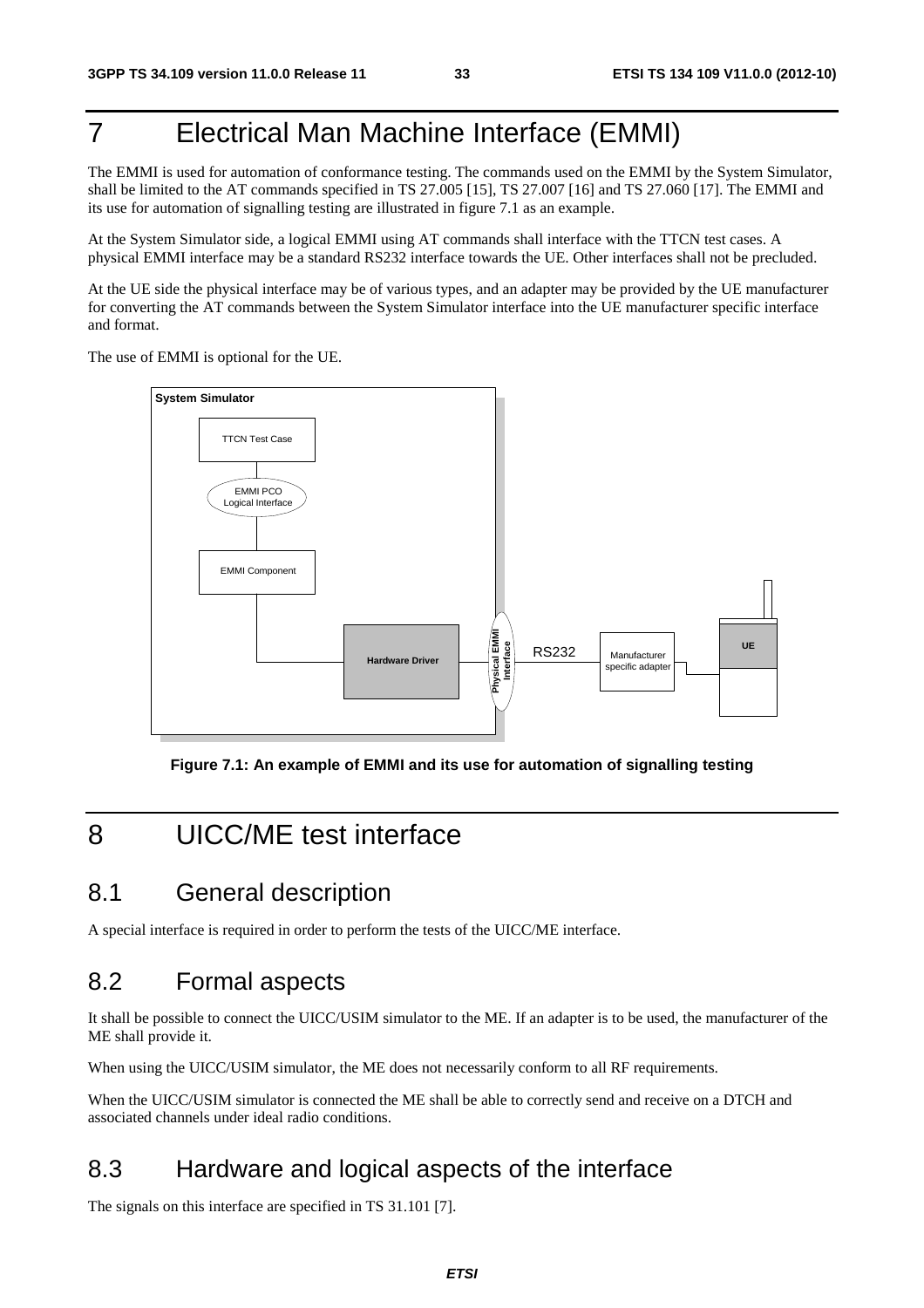# 7 Electrical Man Machine Interface (EMMI)

The EMMI is used for automation of conformance testing. The commands used on the EMMI by the System Simulator, shall be limited to the AT commands specified in TS 27.005 [15], TS 27.007 [16] and TS 27.060 [17]. The EMMI and its use for automation of signalling testing are illustrated in figure 7.1 as an example.

At the System Simulator side, a logical EMMI using AT commands shall interface with the TTCN test cases. A physical EMMI interface may be a standard RS232 interface towards the UE. Other interfaces shall not be precluded.

At the UE side the physical interface may be of various types, and an adapter may be provided by the UE manufacturer for converting the AT commands between the System Simulator interface into the UE manufacturer specific interface and format.

The use of EMMI is optional for the UE.

**Figure 7.1: An example of EMMI and its use for automation of signalling testing**

# 8 UICC/ME test interface

## 8.1 General description

A special interface is required in order to perform the tests of the UICC/ME interface.

## 8.2 Formal aspects

It shall be possible to connect the UICC/USIM simulator to the ME. If an adapter is to be used, the manufacturer of the ME shall provide it.

When using the UICC/USIM simulator, the ME does not necessarily conform to all RF requirements.

When the UICC/USIM simulator is connected the ME shall be able to correctly send and receive on a DTCH and associated channels under ideal radio conditions.

## 8.3 Hardware and logical aspects of the interface

The signals on this interface are specified in TS 31.101 [7].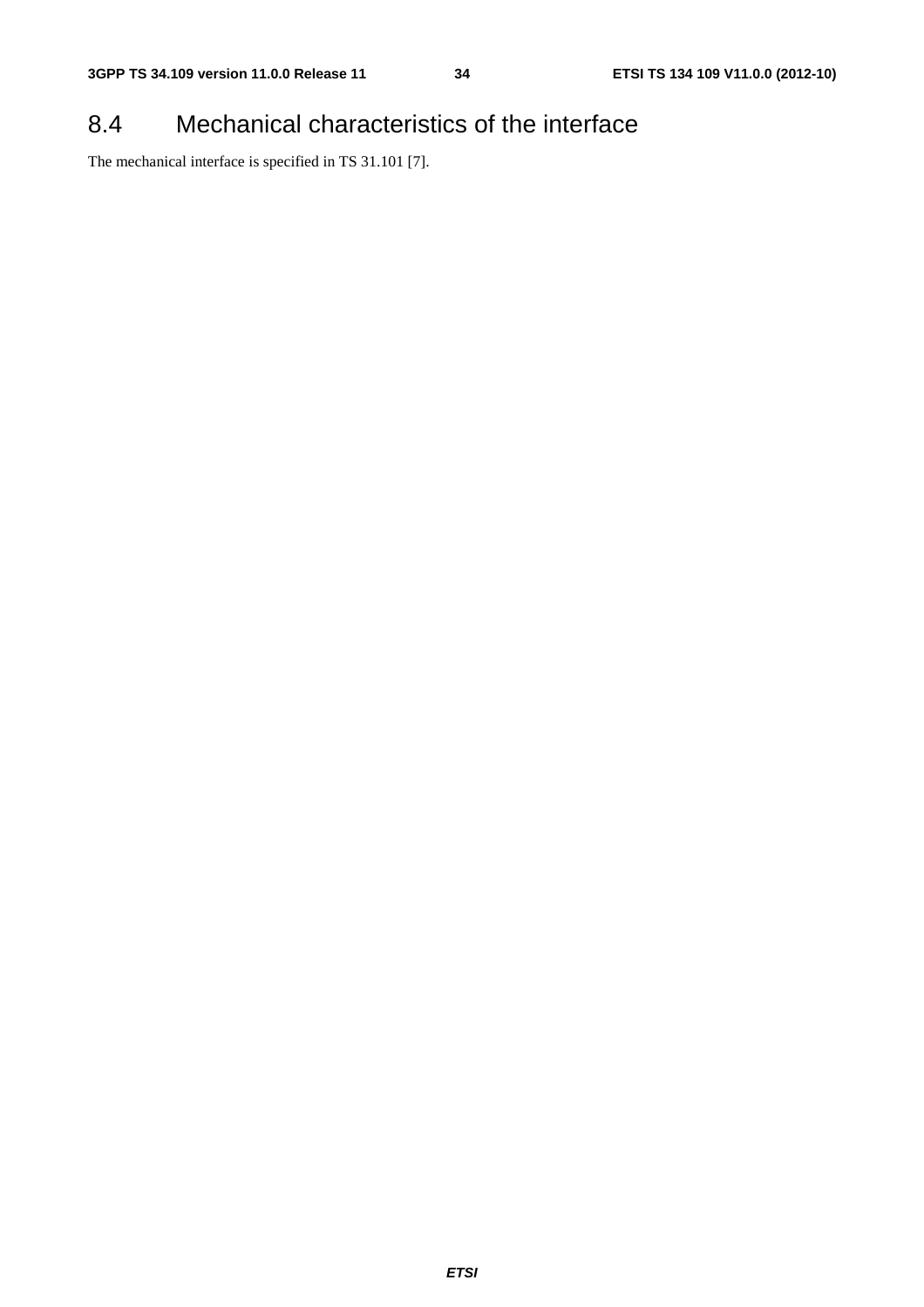## 8.4 Mechanical characteristics of the interface

The mechanical interface is specified in TS 31.101 [7].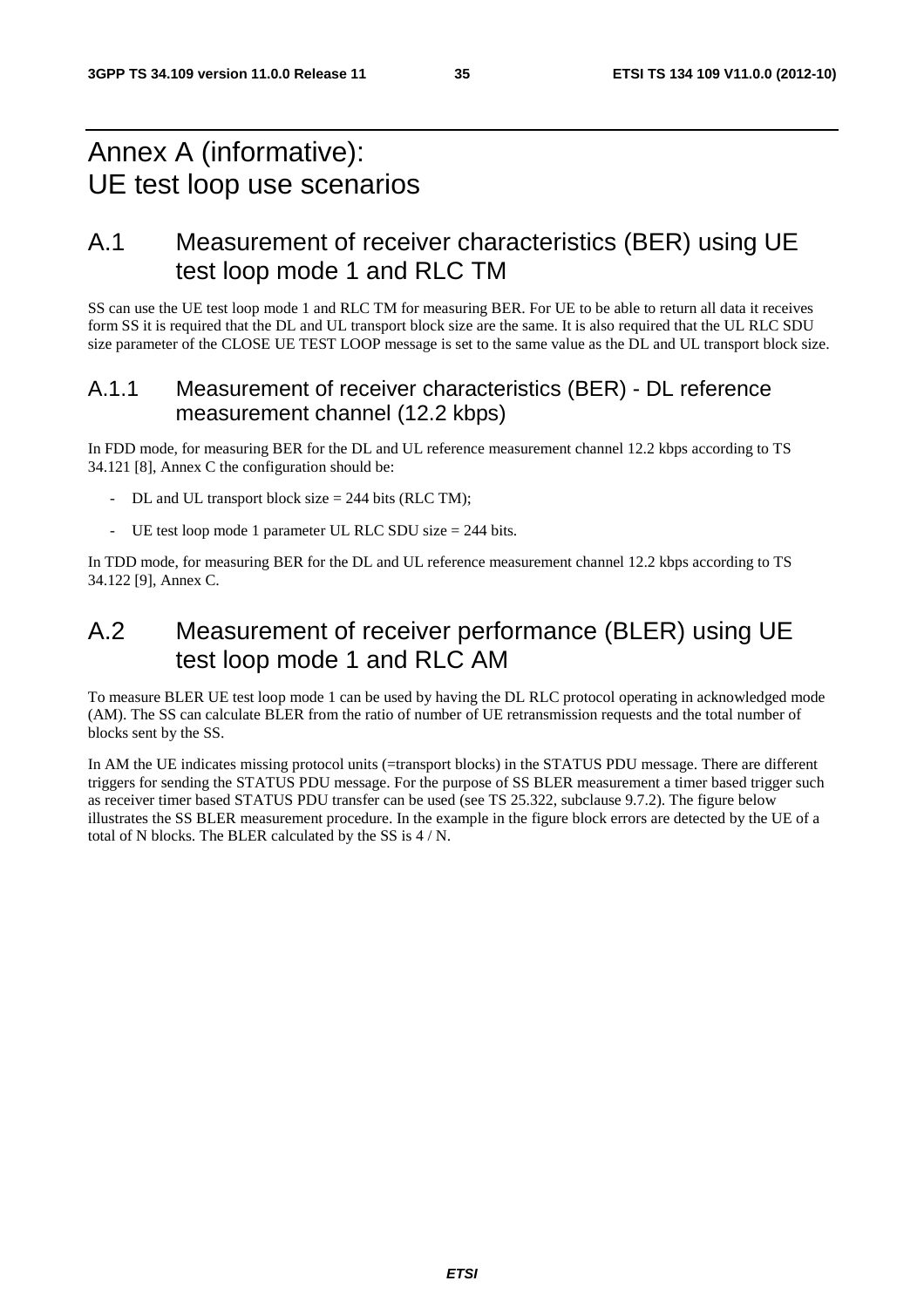# Annex A (informative): UE test loop use scenarios

## A.1 Measurement of receiver characteristics (BER) using UE test loop mode 1 and RLC TM

SS can use the UE test loop mode 1 and RLC TM for measuring BER. For UE to be able to return all data it receives form SS it is required that the DL and UL transport block size are the same. It is also required that the UL RLC SDU size parameter of the CLOSE UE TEST LOOP message is set to the same value as the DL and UL transport block size.

### A.1.1 Measurement of receiver characteristics (BER) - DL reference measurement channel (12.2 kbps)

In FDD mode, for measuring BER for the DL and UL reference measurement channel 12.2 kbps according to TS 34.121 [8], Annex C the configuration should be:

- DL and UL transport block size = 244 bits (RLC TM);
- UE test loop mode 1 parameter UL RLC SDU size = 244 bits.

In TDD mode, for measuring BER for the DL and UL reference measurement channel 12.2 kbps according to TS 34.122 [9], Annex C.

## A.2 Measurement of receiver performance (BLER) using UE test loop mode 1 and RLC AM

To measure BLER UE test loop mode 1 can be used by having the DL RLC protocol operating in acknowledged mode (AM). The SS can calculate BLER from the ratio of number of UE retransmission requests and the total number of blocks sent by the SS.

In AM the UE indicates missing protocol units (=transport blocks) in the STATUS PDU message. There are different triggers for sending the STATUS PDU message. For the purpose of SS BLER measurement a timer based trigger such as receiver timer based STATUS PDU transfer can be used (see TS 25.322, subclause 9.7.2). The figure below illustrates the SS BLER measurement procedure. In the example in the figure block errors are detected by the UE of a total of N blocks. The BLER calculated by the SS is 4 / N.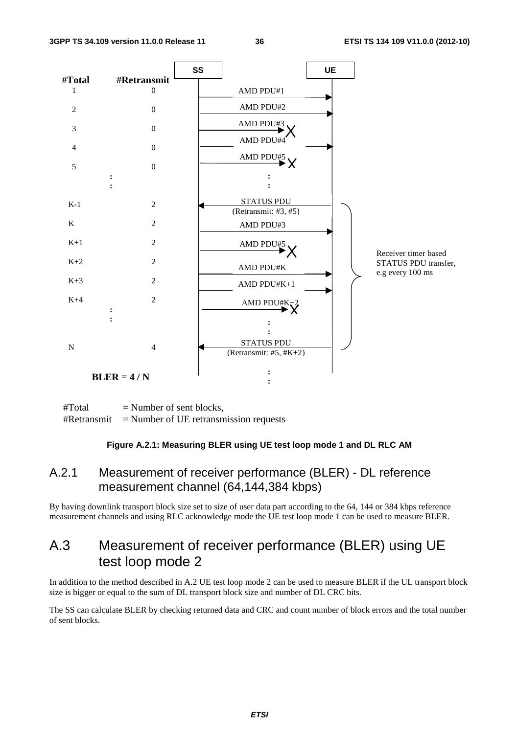| #Total | #Retransmit | SS → UE |
|---|---|---|
| 1 | 0 | AMD PDU#1 |
| 2 | 0 | AMD PDU#2 |
| 3 | 0 | AMD PDU#3 X |
| 4 | 0 | AMD PDU#4 |
| 5 | 0 | AMD PDU#5 X |
| : | | : |
| K-1 | 2 | STATUS PDU (Retransmit: #3, #5) (UE → SS) |
| K | 2 | AMD PDU#3 |
| K+1 | 2 | AMD PDU#5 X |
| K+2 | 2 | AMD PDU#K |
| K+3 | 2 | AMD PDU#K+1 |
| K+4 | 2 | AMD PDU#K+2 X |
| : | | : |
| N | 4 | STATUS PDU (Retransmit: #5, #K+2) (UE → SS) |
| | | : |

Receiver timer based STATUS PDU transfer, e.g every 100 ms

**BLER = 4 / N**

#Total = Number of sent blocks,
#Retransmit = Number of UE retransmission requests

**Figure A.2.1: Measuring BLER using UE test loop mode 1 and DL RLC AM**

## A.2.1 Measurement of receiver performance (BLER) - DL reference measurement channel (64,144,384 kbps)

By having downlink transport block size set to size of user data part according to the 64, 144 or 384 kbps reference measurement channels and using RLC acknowledge mode the UE test loop mode 1 can be used to measure BLER.

# A.3 Measurement of receiver performance (BLER) using UE test loop mode 2

In addition to the method described in A.2 UE test loop mode 2 can be used to measure BLER if the UL transport block size is bigger or equal to the sum of DL transport block size and number of DL CRC bits.

The SS can calculate BLER by checking returned data and CRC and count number of block errors and the total number of sent blocks.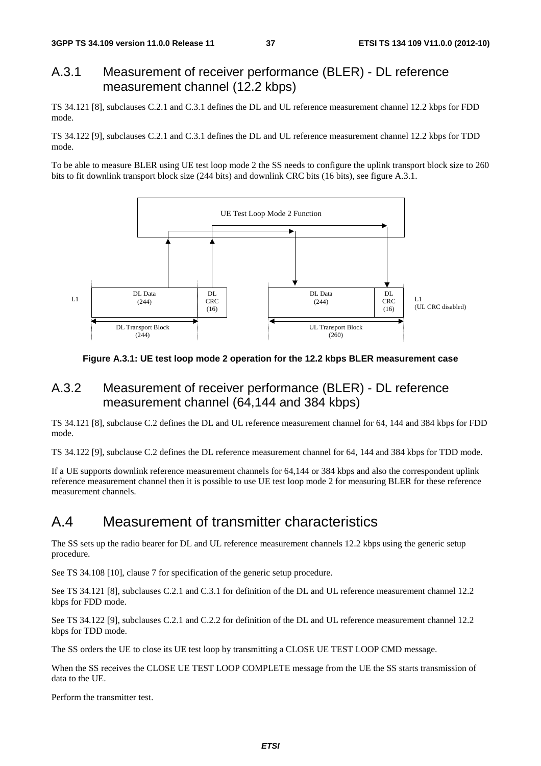## A.3.1 Measurement of receiver performance (BLER) - DL reference measurement channel (12.2 kbps)

TS 34.121 [8], subclauses C.2.1 and C.3.1 defines the DL and UL reference measurement channel 12.2 kbps for FDD mode.

TS 34.122 [9], subclauses C.2.1 and C.3.1 defines the DL and UL reference measurement channel 12.2 kbps for TDD mode.

To be able to measure BLER using UE test loop mode 2 the SS needs to configure the uplink transport block size to 260 bits to fit downlink transport block size (244 bits) and downlink CRC bits (16 bits), see figure A.3.1.

**Figure A.3.1: UE test loop mode 2 operation for the 12.2 kbps BLER measurement case**

## A.3.2 Measurement of receiver performance (BLER) - DL reference measurement channel (64,144 and 384 kbps)

TS 34.121 [8], subclause C.2 defines the DL and UL reference measurement channel for 64, 144 and 384 kbps for FDD mode.

TS 34.122 [9], subclause C.2 defines the DL reference measurement channel for 64, 144 and 384 kbps for TDD mode.

If a UE supports downlink reference measurement channels for 64,144 or 384 kbps and also the correspondent uplink reference measurement channel then it is possible to use UE test loop mode 2 for measuring BLER for these reference measurement channels.

# A.4 Measurement of transmitter characteristics

The SS sets up the radio bearer for DL and UL reference measurement channels 12.2 kbps using the generic setup procedure.

See TS 34.108 [10], clause 7 for specification of the generic setup procedure.

See TS 34.121 [8], subclauses C.2.1 and C.3.1 for definition of the DL and UL reference measurement channel 12.2 kbps for FDD mode.

See TS 34.122 [9], subclauses C.2.1 and C.2.2 for definition of the DL and UL reference measurement channel 12.2 kbps for TDD mode.

The SS orders the UE to close its UE test loop by transmitting a CLOSE UE TEST LOOP CMD message.

When the SS receives the CLOSE UE TEST LOOP COMPLETE message from the UE the SS starts transmission of data to the UE.

Perform the transmitter test.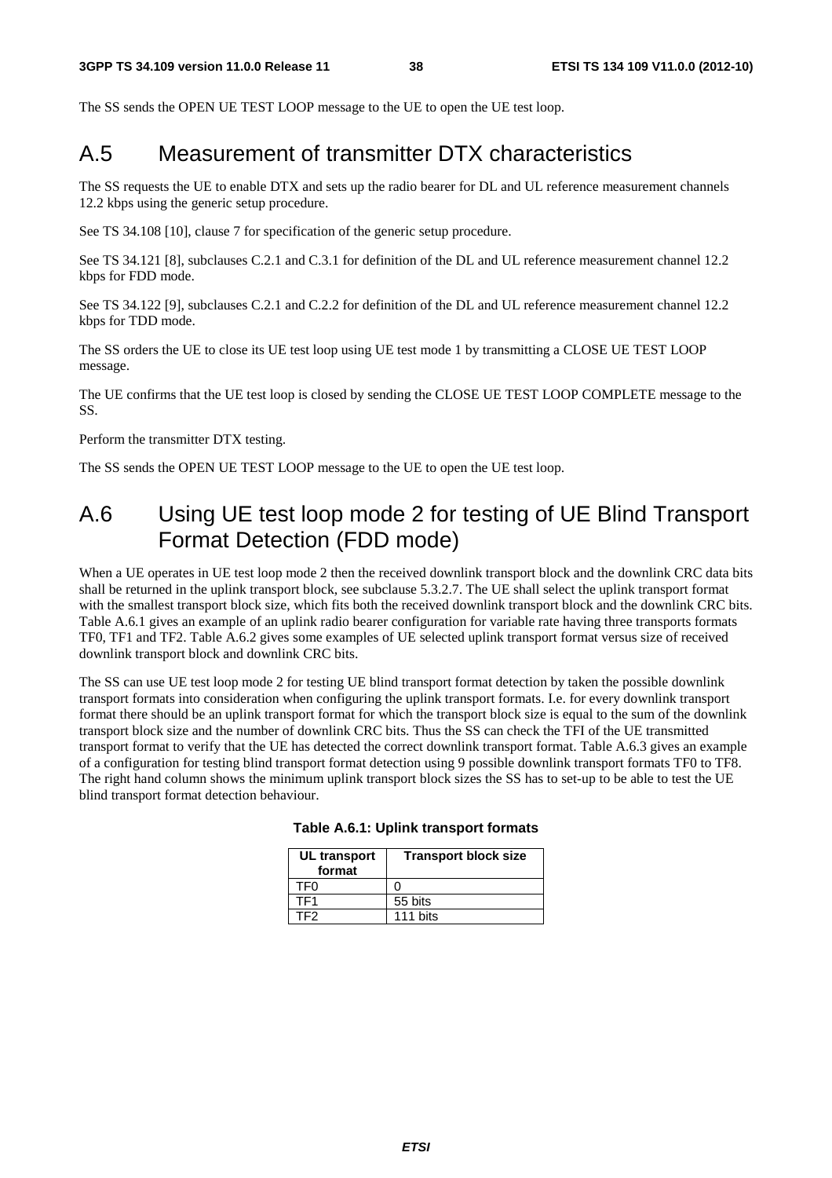The SS sends the OPEN UE TEST LOOP message to the UE to open the UE test loop.

# A.5 Measurement of transmitter DTX characteristics

The SS requests the UE to enable DTX and sets up the radio bearer for DL and UL reference measurement channels 12.2 kbps using the generic setup procedure.

See TS 34.108 [10], clause 7 for specification of the generic setup procedure.

See TS 34.121 [8], subclauses C.2.1 and C.3.1 for definition of the DL and UL reference measurement channel 12.2 kbps for FDD mode.

See TS 34.122 [9], subclauses C.2.1 and C.2.2 for definition of the DL and UL reference measurement channel 12.2 kbps for TDD mode.

The SS orders the UE to close its UE test loop using UE test mode 1 by transmitting a CLOSE UE TEST LOOP message.

The UE confirms that the UE test loop is closed by sending the CLOSE UE TEST LOOP COMPLETE message to the SS.

Perform the transmitter DTX testing.

The SS sends the OPEN UE TEST LOOP message to the UE to open the UE test loop.

# A.6 Using UE test loop mode 2 for testing of UE Blind Transport Format Detection (FDD mode)

When a UE operates in UE test loop mode 2 then the received downlink transport block and the downlink CRC data bits shall be returned in the uplink transport block, see subclause 5.3.2.7. The UE shall select the uplink transport format with the smallest transport block size, which fits both the received downlink transport block and the downlink CRC bits. Table A.6.1 gives an example of an uplink radio bearer configuration for variable rate having three transports formats TF0, TF1 and TF2. Table A.6.2 gives some examples of UE selected uplink transport format versus size of received downlink transport block and downlink CRC bits.

The SS can use UE test loop mode 2 for testing UE blind transport format detection by taken the possible downlink transport formats into consideration when configuring the uplink transport formats. I.e. for every downlink transport format there should be an uplink transport format for which the transport block size is equal to the sum of the downlink transport block size and the number of downlink CRC bits. Thus the SS can check the TFI of the UE transmitted transport format to verify that the UE has detected the correct downlink transport format. Table A.6.3 gives an example of a configuration for testing blind transport format detection using 9 possible downlink transport formats TF0 to TF8. The right hand column shows the minimum uplink transport block sizes the SS has to set-up to be able to test the UE blind transport format detection behaviour.

**Table A.6.1: Uplink transport formats**

| UL transport format | Transport block size |
|---|---|
| TF0 | 0 |
| TF1 | 55 bits |
| TF2 | 111 bits |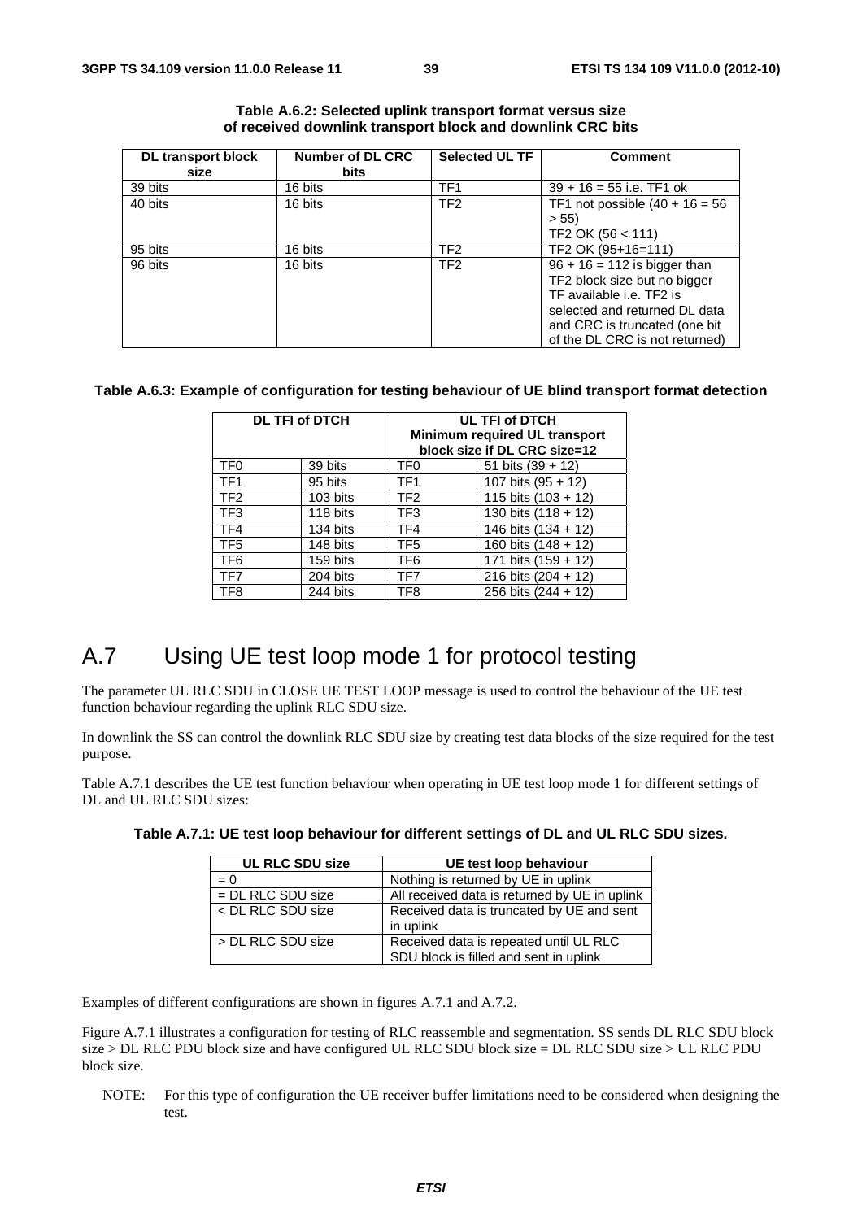**Table A.6.2: Selected uplink transport format versus size of received downlink transport block and downlink CRC bits**

| DL transport block size | Number of DL CRC bits | Selected UL TF | Comment |
|---|---|---|---|
| 39 bits | 16 bits | TF1 | 39 + 16 = 55 i.e. TF1 ok |
| 40 bits | 16 bits | TF2 | TF1 not possible (40 + 16 = 56 > 55)<br>TF2 OK (56 < 111) |
| 95 bits | 16 bits | TF2 | TF2 OK (95+16=111) |
| 96 bits | 16 bits | TF2 | 96 + 16 = 112 is bigger than TF2 block size but no bigger TF available i.e. TF2 is selected and returned DL data and CRC is truncated (one bit of the DL CRC is not returned) |

**Table A.6.3: Example of configuration for testing behaviour of UE blind transport format detection**

| DL TFI of DTCH | | UL TFI of DTCH Minimum required UL transport block size if DL CRC size=12 | |
|---|---|---|---|
| TF0 | 39 bits | TF0 | 51 bits (39 + 12) |
| TF1 | 95 bits | TF1 | 107 bits (95 + 12) |
| TF2 | 103 bits | TF2 | 115 bits (103 + 12) |
| TF3 | 118 bits | TF3 | 130 bits (118 + 12) |
| TF4 | 134 bits | TF4 | 146 bits (134 + 12) |
| TF5 | 148 bits | TF5 | 160 bits (148 + 12) |
| TF6 | 159 bits | TF6 | 171 bits (159 + 12) |
| TF7 | 204 bits | TF7 | 216 bits (204 + 12) |
| TF8 | 244 bits | TF8 | 256 bits (244 + 12) |

# A.7 Using UE test loop mode 1 for protocol testing

The parameter UL RLC SDU in CLOSE UE TEST LOOP message is used to control the behaviour of the UE test function behaviour regarding the uplink RLC SDU size.

In downlink the SS can control the downlink RLC SDU size by creating test data blocks of the size required for the test purpose.

Table A.7.1 describes the UE test function behaviour when operating in UE test loop mode 1 for different settings of DL and UL RLC SDU sizes:

**Table A.7.1: UE test loop behaviour for different settings of DL and UL RLC SDU sizes.**

| UL RLC SDU size | UE test loop behaviour |
|---|---|
| = 0 | Nothing is returned by UE in uplink |
| = DL RLC SDU size | All received data is returned by UE in uplink |
| < DL RLC SDU size | Received data is truncated by UE and sent in uplink |
| > DL RLC SDU size | Received data is repeated until UL RLC SDU block is filled and sent in uplink |

Examples of different configurations are shown in figures A.7.1 and A.7.2.

Figure A.7.1 illustrates a configuration for testing of RLC reassemble and segmentation. SS sends DL RLC SDU block size > DL RLC PDU block size and have configured UL RLC SDU block size = DL RLC SDU size > UL RLC PDU block size.

NOTE: For this type of configuration the UE receiver buffer limitations need to be considered when designing the test.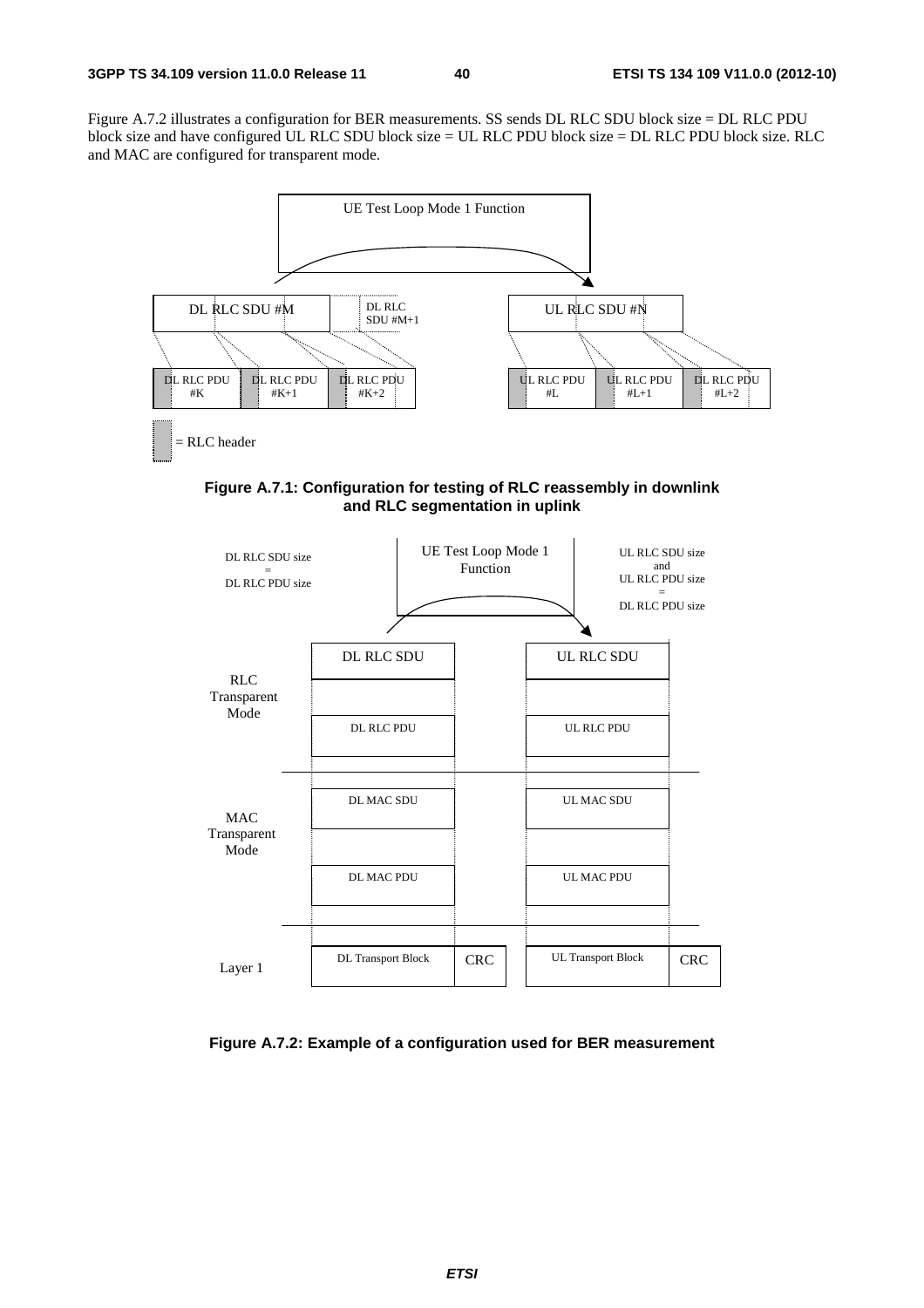Figure A.7.2 illustrates a configuration for BER measurements. SS sends DL RLC SDU block size = DL RLC PDU block size and have configured UL RLC SDU block size = UL RLC PDU block size = DL RLC PDU block size. RLC and MAC are configured for transparent mode.

**Figure A.7.1: Configuration for testing of RLC reassembly in downlink and RLC segmentation in uplink**

**Figure A.7.2: Example of a configuration used for BER measurement**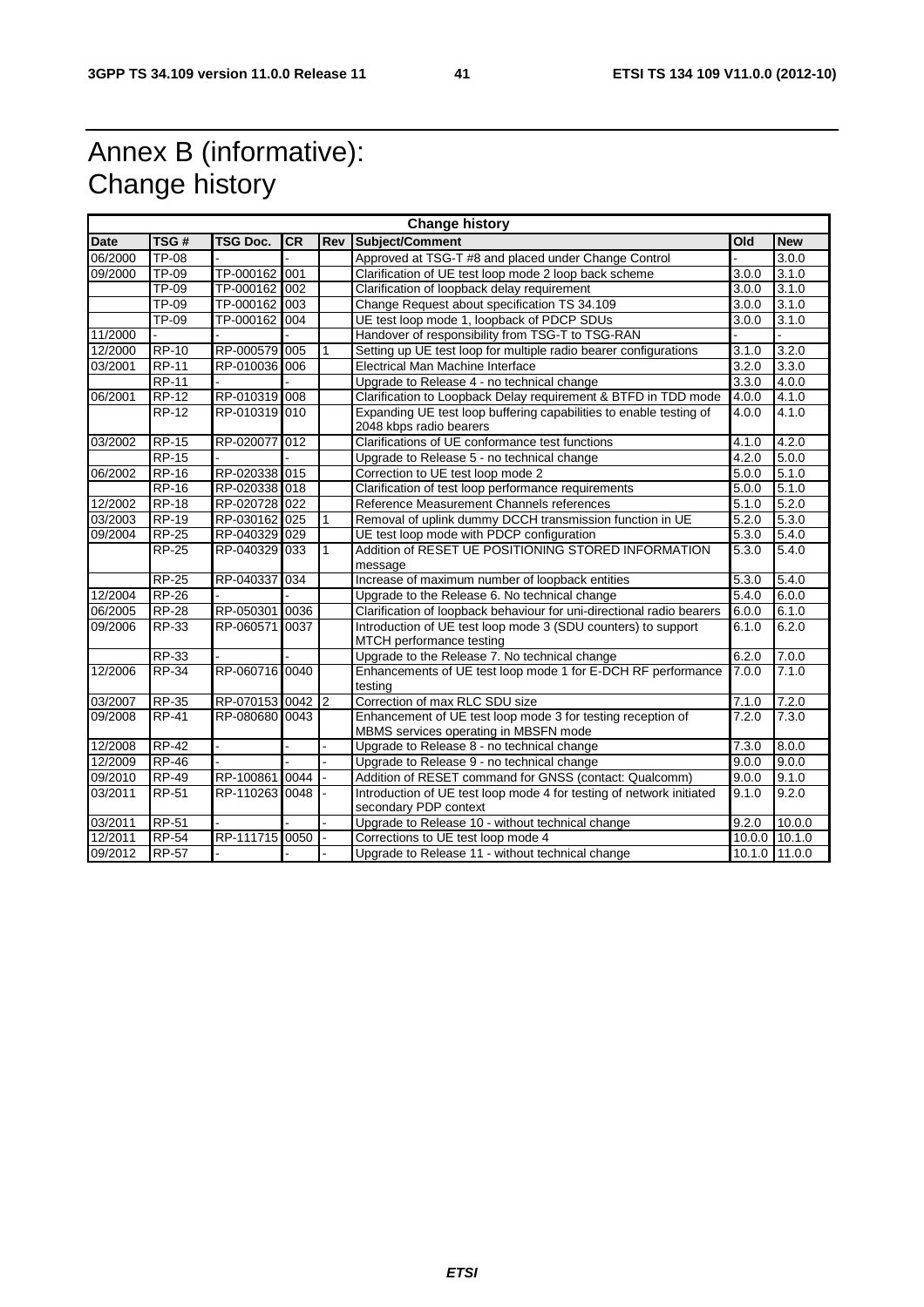# Annex B (informative): Change history

| Change history | | | | | | | |
|---|---|---|---|---|---|---|---|
| **Date** | **TSG #** | **TSG Doc.** | **CR** | **Rev** | **Subject/Comment** | **Old** | **New** |
| 06/2000 | TP-08 | - | - | | Approved at TSG-T #8 and placed under Change Control | - | 3.0.0 |
| 09/2000 | TP-09 | TP-000162 | 001 | | Clarification of UE test loop mode 2 loop back scheme | 3.0.0 | 3.1.0 |
| | TP-09 | TP-000162 | 002 | | Clarification of loopback delay requirement | 3.0.0 | 3.1.0 |
| | TP-09 | TP-000162 | 003 | | Change Request about specification TS 34.109 | 3.0.0 | 3.1.0 |
| | TP-09 | TP-000162 | 004 | | UE test loop mode 1, loopback of PDCP SDUs | 3.0.0 | 3.1.0 |
| 11/2000 | - | - | - | | Handover of responsibility from TSG-T to TSG-RAN | - | - |
| 12/2000 | RP-10 | RP-000579 | 005 | 1 | Setting up UE test loop for multiple radio bearer configurations | 3.1.0 | 3.2.0 |
| 03/2001 | RP-11 | RP-010036 | 006 | | Electrical Man Machine Interface | 3.2.0 | 3.3.0 |
| | RP-11 | - | - | | Upgrade to Release 4 - no technical change | 3.3.0 | 4.0.0 |
| 06/2001 | RP-12 | RP-010319 | 008 | | Clarification to Loopback Delay requirement & BTFD in TDD mode | 4.0.0 | 4.1.0 |
| | RP-12 | RP-010319 | 010 | | Expanding UE test loop buffering capabilities to enable testing of 2048 kbps radio bearers | 4.0.0 | 4.1.0 |
| 03/2002 | RP-15 | RP-020077 | 012 | | Clarifications of UE conformance test functions | 4.1.0 | 4.2.0 |
| | RP-15 | - | - | | Upgrade to Release 5 - no technical change | 4.2.0 | 5.0.0 |
| 06/2002 | RP-16 | RP-020338 | 015 | | Correction to UE test loop mode 2 | 5.0.0 | 5.1.0 |
| | RP-16 | RP-020338 | 018 | | Clarification of test loop performance requirements | 5.0.0 | 5.1.0 |
| 12/2002 | RP-18 | RP-020728 | 022 | | Reference Measurement Channels references | 5.1.0 | 5.2.0 |
| 03/2003 | RP-19 | RP-030162 | 025 | 1 | Removal of uplink dummy DCCH transmission function in UE | 5.2.0 | 5.3.0 |
| 09/2004 | RP-25 | RP-040329 | 029 | | UE test loop mode with PDCP configuration | 5.3.0 | 5.4.0 |
| | RP-25 | RP-040329 | 033 | 1 | Addition of RESET UE POSITIONING STORED INFORMATION message | 5.3.0 | 5.4.0 |
| | RP-25 | RP-040337 | 034 | | Increase of maximum number of loopback entities | 5.3.0 | 5.4.0 |
| 12/2004 | RP-26 | - | - | | Upgrade to the Release 6. No technical change | 5.4.0 | 6.0.0 |
| 06/2005 | RP-28 | RP-050301 | 0036 | | Clarification of loopback behaviour for uni-directional radio bearers | 6.0.0 | 6.1.0 |
| 09/2006 | RP-33 | RP-060571 | 0037 | | Introduction of UE test loop mode 3 (SDU counters) to support MTCH performance testing | 6.1.0 | 6.2.0 |
| | RP-33 | - | - | | Upgrade to the Release 7. No technical change | 6.2.0 | 7.0.0 |
| 12/2006 | RP-34 | RP-060716 | 0040 | | Enhancements of UE test loop mode 1 for E-DCH RF performance testing | 7.0.0 | 7.1.0 |
| 03/2007 | RP-35 | RP-070153 | 0042 | 2 | Correction of max RLC SDU size | 7.1.0 | 7.2.0 |
| 09/2008 | RP-41 | RP-080680 | 0043 | | Enhancement of UE test loop mode 3 for testing reception of MBMS services operating in MBSFN mode | 7.2.0 | 7.3.0 |
| 12/2008 | RP-42 | - | - | - | Upgrade to Release 8 - no technical change | 7.3.0 | 8.0.0 |
| 12/2009 | RP-46 | - | - | - | Upgrade to Release 9 - no technical change | 9.0.0 | 9.0.0 |
| 09/2010 | RP-49 | RP-100861 | 0044 | - | Addition of RESET command for GNSS (contact: Qualcomm) | 9.0.0 | 9.1.0 |
| 03/2011 | RP-51 | RP-110263 | 0048 | - | Introduction of UE test loop mode 4 for testing of network initiated secondary PDP context | 9.1.0 | 9.2.0 |
| 03/2011 | RP-51 | - | - | - | Upgrade to Release 10 - without technical change | 9.2.0 | 10.0.0 |
| 12/2011 | RP-54 | RP-111715 | 0050 | - | Corrections to UE test loop mode 4 | 10.0.0 | 10.1.0 |
| 09/2012 | RP-57 | - | - | - | Upgrade to Release 11 - without technical change | 10.1.0 | 11.0.0 |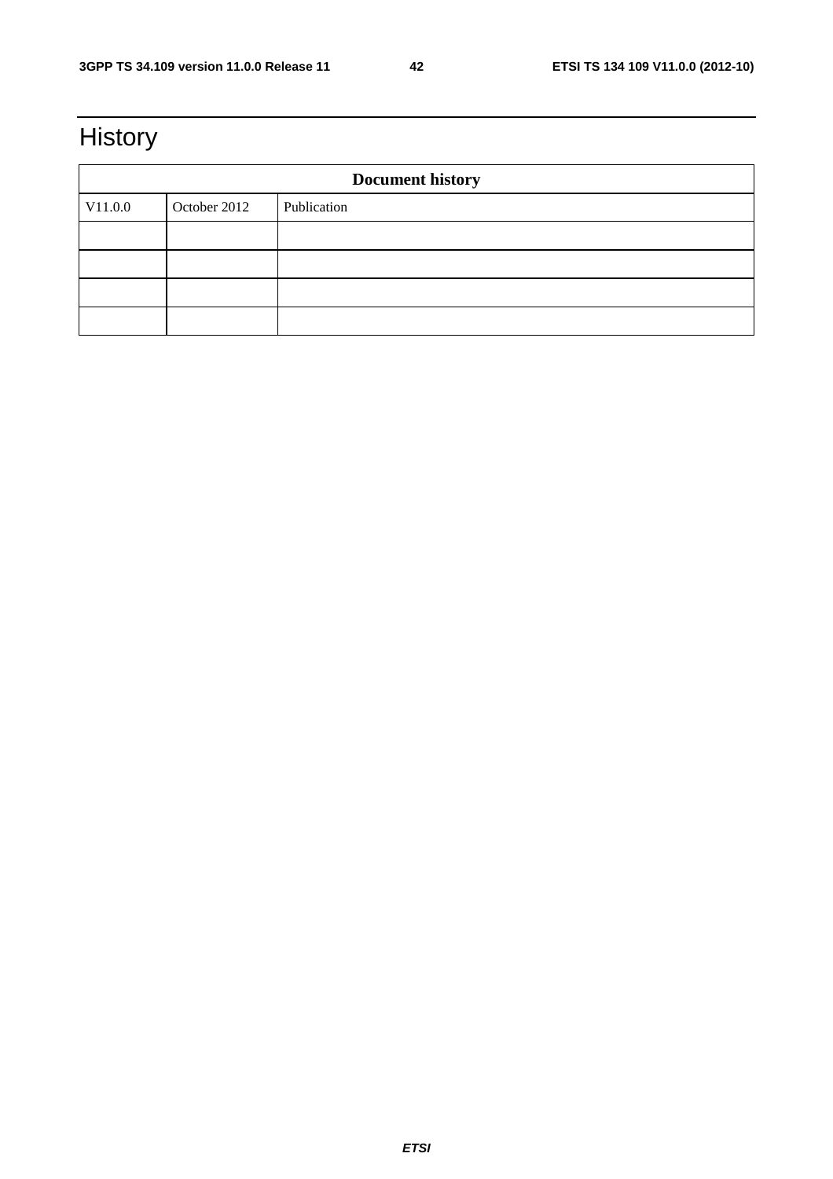# History

| Document history | | |
|---|---|---|
| V11.0.0 | October 2012 | Publication |
| | | |
| | | |
| | | |
| | | |